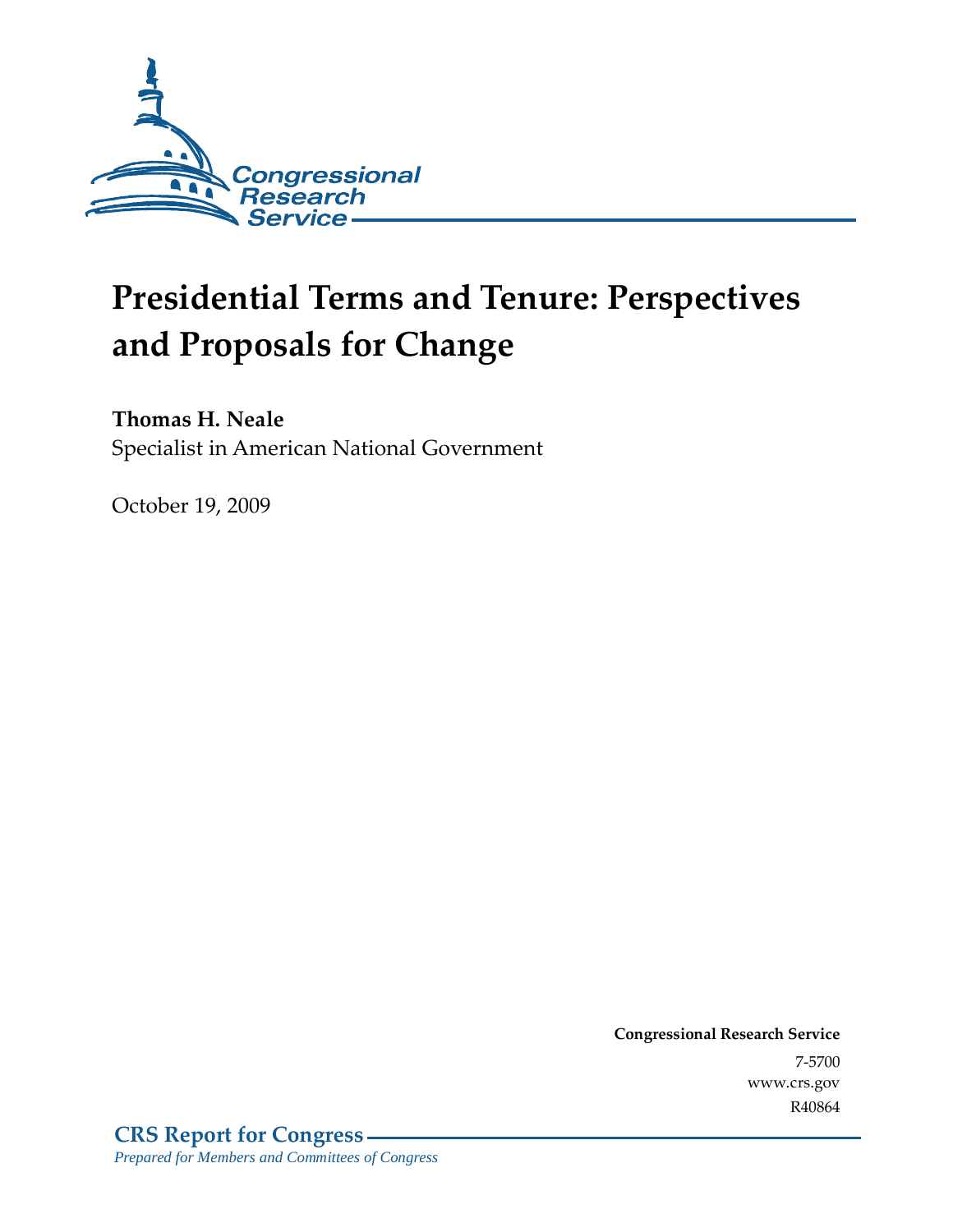Congressional Research Service

# Presidential Terms and Tenure: Perspectives and Proposals for Change

**Thomas H. Neale**
Specialist in American National Government

October 19, 2009

**Congressional Research Service**
7-5700
www.crs.gov
R40864

**CRS Report for Congress**
*Prepared for Members and Committees of Congress*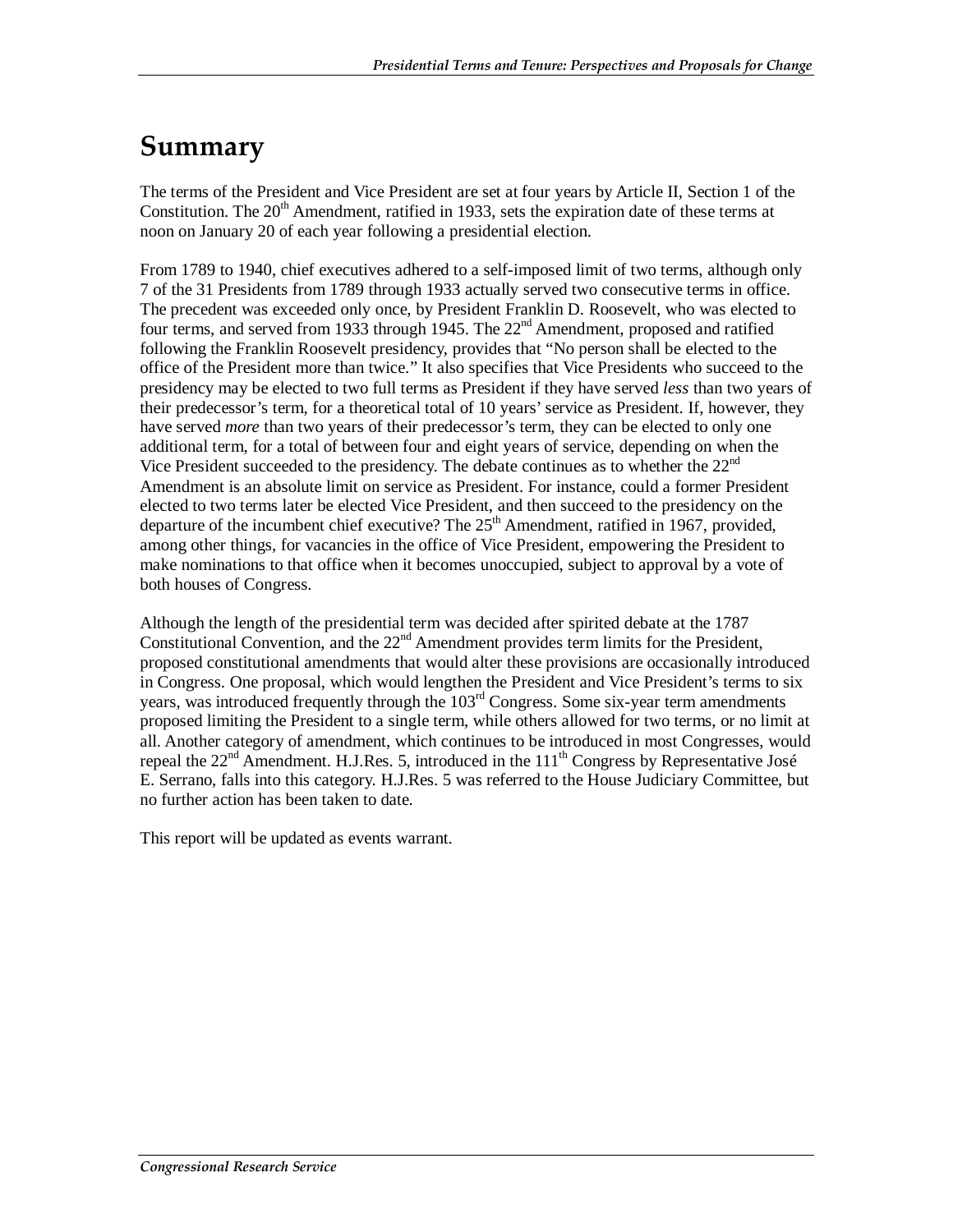# Summary

The terms of the President and Vice President are set at four years by Article II, Section 1 of the Constitution. The 20th Amendment, ratified in 1933, sets the expiration date of these terms at noon on January 20 of each year following a presidential election.

From 1789 to 1940, chief executives adhered to a self-imposed limit of two terms, although only 7 of the 31 Presidents from 1789 through 1933 actually served two consecutive terms in office. The precedent was exceeded only once, by President Franklin D. Roosevelt, who was elected to four terms, and served from 1933 through 1945. The 22nd Amendment, proposed and ratified following the Franklin Roosevelt presidency, provides that "No person shall be elected to the office of the President more than twice." It also specifies that Vice Presidents who succeed to the presidency may be elected to two full terms as President if they have served *less* than two years of their predecessor's term, for a theoretical total of 10 years' service as President. If, however, they have served *more* than two years of their predecessor's term, they can be elected to only one additional term, for a total of between four and eight years of service, depending on when the Vice President succeeded to the presidency. The debate continues as to whether the 22nd Amendment is an absolute limit on service as President. For instance, could a former President elected to two terms later be elected Vice President, and then succeed to the presidency on the departure of the incumbent chief executive? The 25th Amendment, ratified in 1967, provided, among other things, for vacancies in the office of Vice President, empowering the President to make nominations to that office when it becomes unoccupied, subject to approval by a vote of both houses of Congress.

Although the length of the presidential term was decided after spirited debate at the 1787 Constitutional Convention, and the 22nd Amendment provides term limits for the President, proposed constitutional amendments that would alter these provisions are occasionally introduced in Congress. One proposal, which would lengthen the President and Vice President's terms to six years, was introduced frequently through the 103rd Congress. Some six-year term amendments proposed limiting the President to a single term, while others allowed for two terms, or no limit at all. Another category of amendment, which continues to be introduced in most Congresses, would repeal the 22nd Amendment. H.J.Res. 5, introduced in the 111th Congress by Representative José E. Serrano, falls into this category. H.J.Res. 5 was referred to the House Judiciary Committee, but no further action has been taken to date.

This report will be updated as events warrant.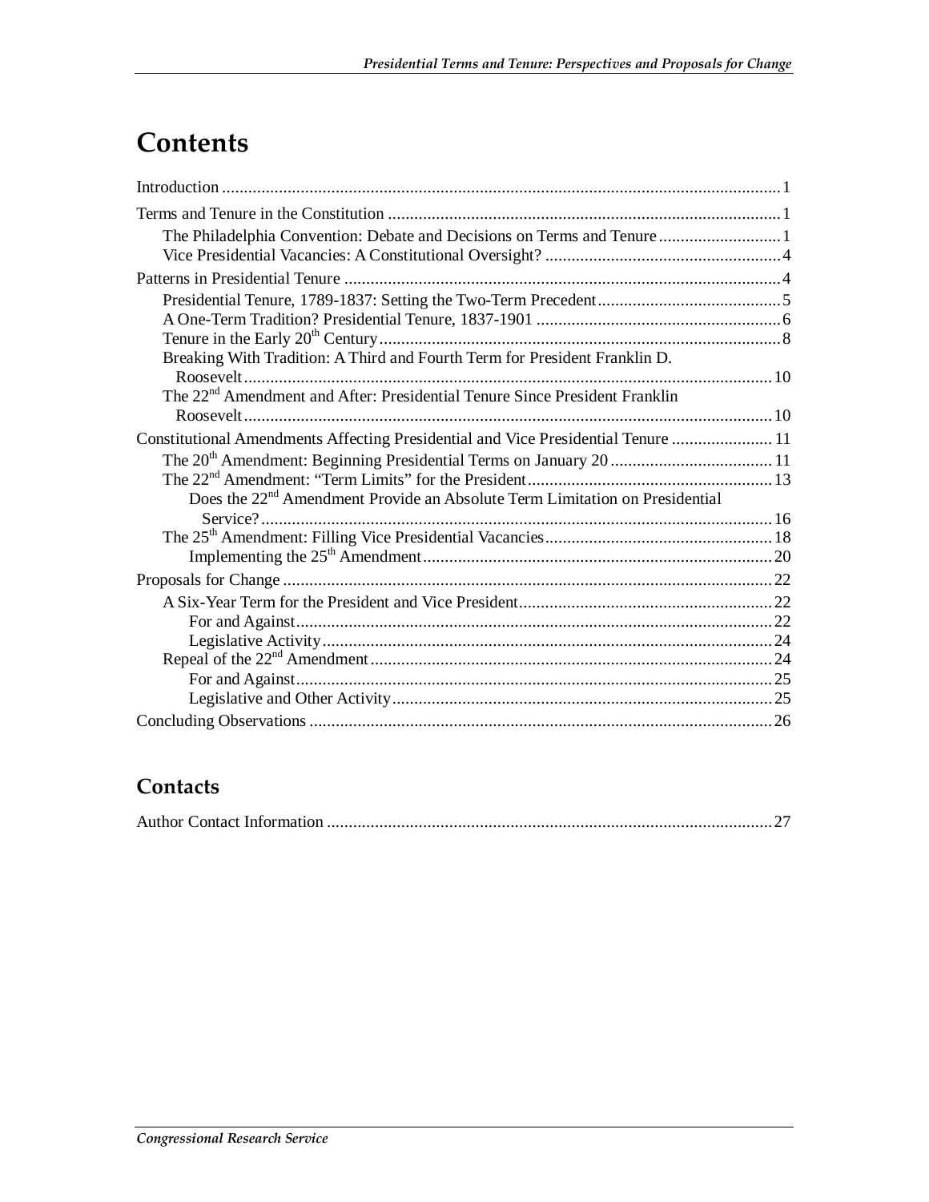# Contents

Introduction ... 1

Terms and Tenure in the Constitution ... 1

- The Philadelphia Convention: Debate and Decisions on Terms and Tenure ... 1
- Vice Presidential Vacancies: A Constitutional Oversight? ... 4

Patterns in Presidential Tenure ... 4

- Presidential Tenure, 1789-1837: Setting the Two-Term Precedent ... 5
- A One-Term Tradition? Presidential Tenure, 1837-1901 ... 6
- Tenure in the Early 20th Century ... 8
- Breaking With Tradition: A Third and Fourth Term for President Franklin D. Roosevelt ... 10
- The 22nd Amendment and After: Presidential Tenure Since President Franklin Roosevelt ... 10

Constitutional Amendments Affecting Presidential and Vice Presidential Tenure ... 11

- The 20th Amendment: Beginning Presidential Terms on January 20 ... 11
- The 22nd Amendment: "Term Limits" for the President ... 13
  - Does the 22nd Amendment Provide an Absolute Term Limitation on Presidential Service? ... 16
- The 25th Amendment: Filling Vice Presidential Vacancies ... 18
  - Implementing the 25th Amendment ... 20

Proposals for Change ... 22

- A Six-Year Term for the President and Vice President ... 22
  - For and Against ... 22
  - Legislative Activity ... 24
- Repeal of the 22nd Amendment ... 24
  - For and Against ... 25
  - Legislative and Other Activity ... 25

Concluding Observations ... 26

# Contacts

Author Contact Information ... 27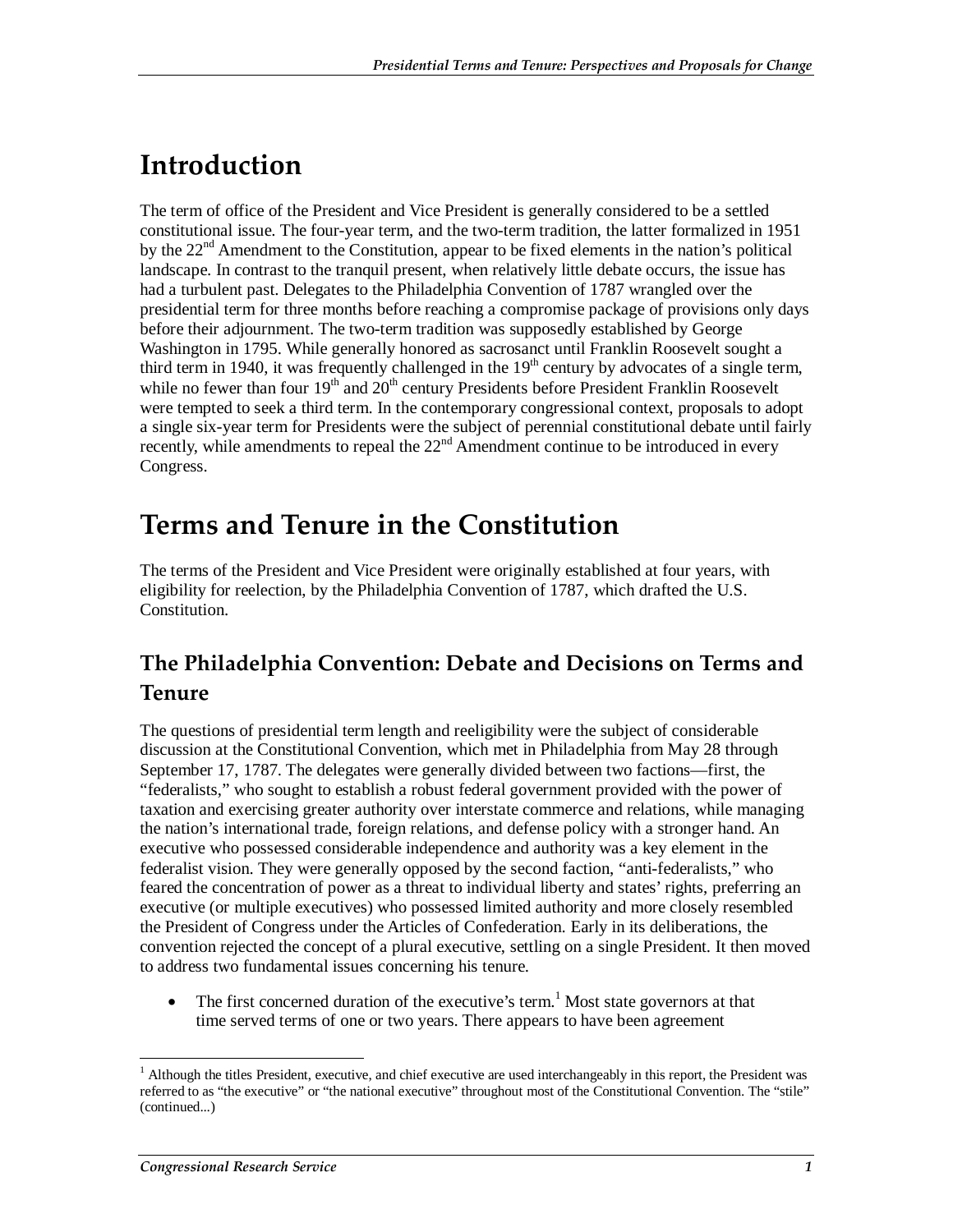# Introduction

The term of office of the President and Vice President is generally considered to be a settled constitutional issue. The four-year term, and the two-term tradition, the latter formalized in 1951 by the 22nd Amendment to the Constitution, appear to be fixed elements in the nation's political landscape. In contrast to the tranquil present, when relatively little debate occurs, the issue has had a turbulent past. Delegates to the Philadelphia Convention of 1787 wrangled over the presidential term for three months before reaching a compromise package of provisions only days before their adjournment. The two-term tradition was supposedly established by George Washington in 1795. While generally honored as sacrosanct until Franklin Roosevelt sought a third term in 1940, it was frequently challenged in the 19th century by advocates of a single term, while no fewer than four 19th and 20th century Presidents before President Franklin Roosevelt were tempted to seek a third term. In the contemporary congressional context, proposals to adopt a single six-year term for Presidents were the subject of perennial constitutional debate until fairly recently, while amendments to repeal the 22nd Amendment continue to be introduced in every Congress.

# Terms and Tenure in the Constitution

The terms of the President and Vice President were originally established at four years, with eligibility for reelection, by the Philadelphia Convention of 1787, which drafted the U.S. Constitution.

## The Philadelphia Convention: Debate and Decisions on Terms and Tenure

The questions of presidential term length and reeligibility were the subject of considerable discussion at the Constitutional Convention, which met in Philadelphia from May 28 through September 17, 1787. The delegates were generally divided between two factions—first, the "federalists," who sought to establish a robust federal government provided with the power of taxation and exercising greater authority over interstate commerce and relations, while managing the nation's international trade, foreign relations, and defense policy with a stronger hand. An executive who possessed considerable independence and authority was a key element in the federalist vision. They were generally opposed by the second faction, "anti-federalists," who feared the concentration of power as a threat to individual liberty and states' rights, preferring an executive (or multiple executives) who possessed limited authority and more closely resembled the President of Congress under the Articles of Confederation. Early in its deliberations, the convention rejected the concept of a plural executive, settling on a single President. It then moved to address two fundamental issues concerning his tenure.

- The first concerned duration of the executive's term.[1] Most state governors at that time served terms of one or two years. There appears to have been agreement

---

[1] Although the titles President, executive, and chief executive are used interchangeably in this report, the President was referred to as "the executive" or "the national executive" throughout most of the Constitutional Convention. The "stile" (continued...)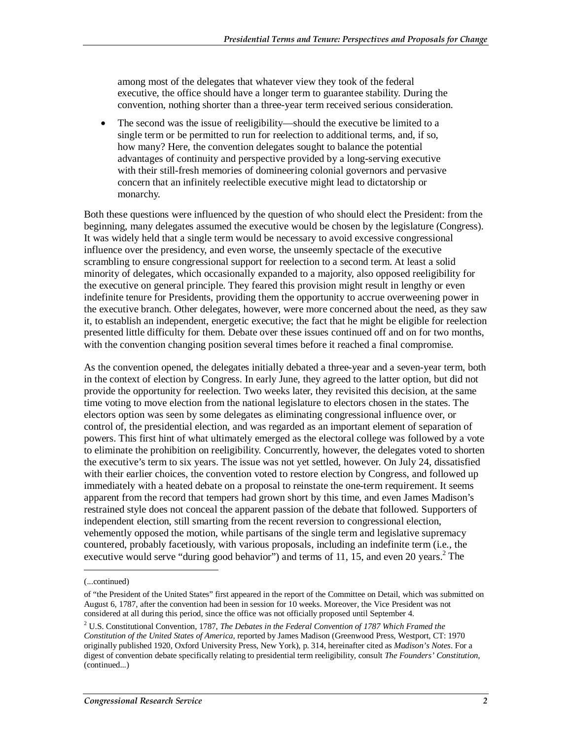among most of the delegates that whatever view they took of the federal executive, the office should have a longer term to guarantee stability. During the convention, nothing shorter than a three-year term received serious consideration.

- The second was the issue of reeligibility—should the executive be limited to a single term or be permitted to run for reelection to additional terms, and, if so, how many? Here, the convention delegates sought to balance the potential advantages of continuity and perspective provided by a long-serving executive with their still-fresh memories of domineering colonial governors and pervasive concern that an infinitely reelectible executive might lead to dictatorship or monarchy.

Both these questions were influenced by the question of who should elect the President: from the beginning, many delegates assumed the executive would be chosen by the legislature (Congress). It was widely held that a single term would be necessary to avoid excessive congressional influence over the presidency, and even worse, the unseemly spectacle of the executive scrambling to ensure congressional support for reelection to a second term. At least a solid minority of delegates, which occasionally expanded to a majority, also opposed reeligibility for the executive on general principle. They feared this provision might result in lengthy or even indefinite tenure for Presidents, providing them the opportunity to accrue overweening power in the executive branch. Other delegates, however, were more concerned about the need, as they saw it, to establish an independent, energetic executive; the fact that he might be eligible for reelection presented little difficulty for them. Debate over these issues continued off and on for two months, with the convention changing position several times before it reached a final compromise.

As the convention opened, the delegates initially debated a three-year and a seven-year term, both in the context of election by Congress. In early June, they agreed to the latter option, but did not provide the opportunity for reelection. Two weeks later, they revisited this decision, at the same time voting to move election from the national legislature to electors chosen in the states. The electors option was seen by some delegates as eliminating congressional influence over, or control of, the presidential election, and was regarded as an important element of separation of powers. This first hint of what ultimately emerged as the electoral college was followed by a vote to eliminate the prohibition on reeligibility. Concurrently, however, the delegates voted to shorten the executive's term to six years. The issue was not yet settled, however. On July 24, dissatisfied with their earlier choices, the convention voted to restore election by Congress, and followed up immediately with a heated debate on a proposal to reinstate the one-term requirement. It seems apparent from the record that tempers had grown short by this time, and even James Madison's restrained style does not conceal the apparent passion of the debate that followed. Supporters of independent election, still smarting from the recent reversion to congressional election, vehemently opposed the motion, while partisans of the single term and legislative supremacy countered, probably facetiously, with various proposals, including an indefinite term (i.e., the executive would serve "during good behavior") and terms of 11, 15, and even 20 years.[2] The

(...continued)

of "the President of the United States" first appeared in the report of the Committee on Detail, which was submitted on August 6, 1787, after the convention had been in session for 10 weeks. Moreover, the Vice President was not considered at all during this period, since the office was not officially proposed until September 4.

[2] U.S. Constitutional Convention, 1787, *The Debates in the Federal Convention of 1787 Which Framed the Constitution of the United States of America*, reported by James Madison (Greenwood Press, Westport, CT: 1970 originally published 1920, Oxford University Press, New York), p. 314, hereinafter cited as *Madison's Notes*. For a digest of convention debate specifically relating to presidential term reeligibility, consult *The Founders' Constitution*, (continued...)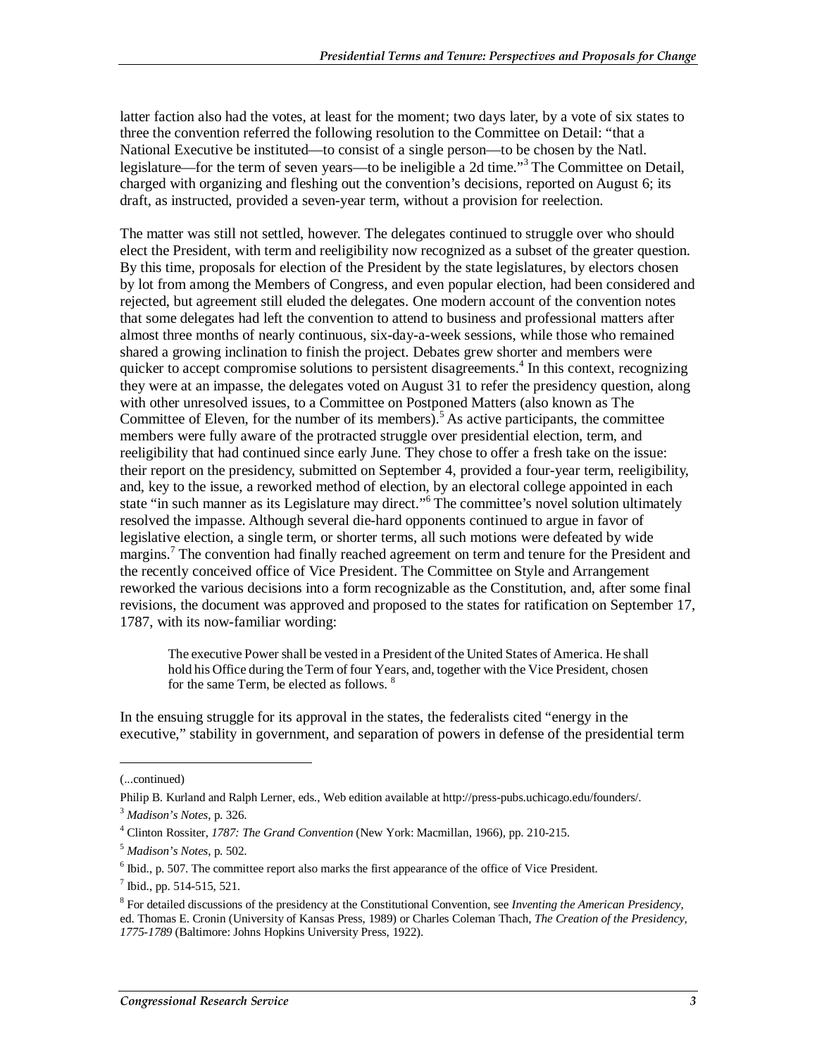latter faction also had the votes, at least for the moment; two days later, by a vote of six states to three the convention referred the following resolution to the Committee on Detail: "that a National Executive be instituted—to consist of a single person—to be chosen by the Natl. legislature—for the term of seven years—to be ineligible a 2d time."[3] The Committee on Detail, charged with organizing and fleshing out the convention's decisions, reported on August 6; its draft, as instructed, provided a seven-year term, without a provision for reelection.

The matter was still not settled, however. The delegates continued to struggle over who should elect the President, with term and reeligibility now recognized as a subset of the greater question. By this time, proposals for election of the President by the state legislatures, by electors chosen by lot from among the Members of Congress, and even popular election, had been considered and rejected, but agreement still eluded the delegates. One modern account of the convention notes that some delegates had left the convention to attend to business and professional matters after almost three months of nearly continuous, six-day-a-week sessions, while those who remained shared a growing inclination to finish the project. Debates grew shorter and members were quicker to accept compromise solutions to persistent disagreements.[4] In this context, recognizing they were at an impasse, the delegates voted on August 31 to refer the presidency question, along with other unresolved issues, to a Committee on Postponed Matters (also known as The Committee of Eleven, for the number of its members).[5] As active participants, the committee members were fully aware of the protracted struggle over presidential election, term, and reeligibility that had continued since early June. They chose to offer a fresh take on the issue: their report on the presidency, submitted on September 4, provided a four-year term, reeligibility, and, key to the issue, a reworked method of election, by an electoral college appointed in each state "in such manner as its Legislature may direct."[6] The committee's novel solution ultimately resolved the impasse. Although several die-hard opponents continued to argue in favor of legislative election, a single term, or shorter terms, all such motions were defeated by wide margins.[7] The convention had finally reached agreement on term and tenure for the President and the recently conceived office of Vice President. The Committee on Style and Arrangement reworked the various decisions into a form recognizable as the Constitution, and, after some final revisions, the document was approved and proposed to the states for ratification on September 17, 1787, with its now-familiar wording:

> The executive Power shall be vested in a President of the United States of America. He shall hold his Office during the Term of four Years, and, together with the Vice President, chosen for the same Term, be elected as follows. [8]

In the ensuing struggle for its approval in the states, the federalists cited "energy in the executive," stability in government, and separation of powers in defense of the presidential term

---

(...continued)

Philip B. Kurland and Ralph Lerner, eds., Web edition available at http://press-pubs.uchicago.edu/founders/.

[3] *Madison's Notes*, p. 326.

[4] Clinton Rossiter, *1787: The Grand Convention* (New York: Macmillan, 1966), pp. 210-215.

[5] *Madison's Notes*, p. 502.

[6] Ibid., p. 507. The committee report also marks the first appearance of the office of Vice President.

[7] Ibid., pp. 514-515, 521.

[8] For detailed discussions of the presidency at the Constitutional Convention, see *Inventing the American Presidency*, ed. Thomas E. Cronin (University of Kansas Press, 1989) or Charles Coleman Thach, *The Creation of the Presidency, 1775-1789* (Baltimore: Johns Hopkins University Press, 1922).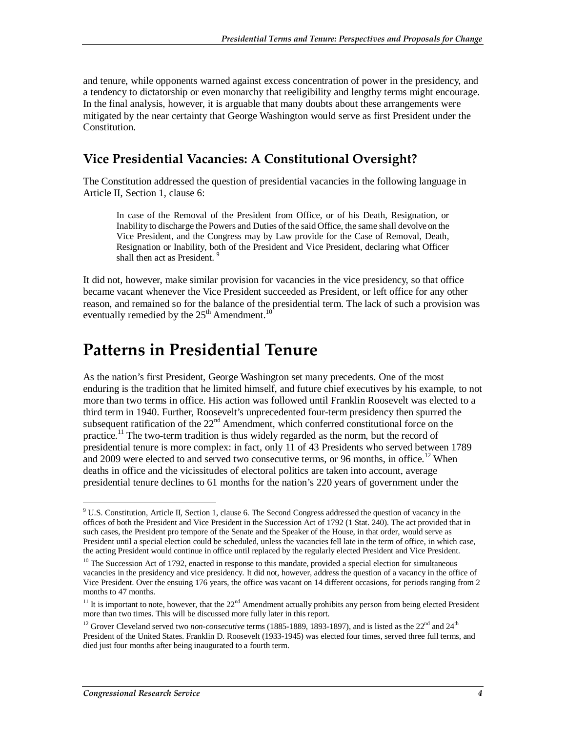and tenure, while opponents warned against excess concentration of power in the presidency, and a tendency to dictatorship or even monarchy that reeligibility and lengthy terms might encourage. In the final analysis, however, it is arguable that many doubts about these arrangements were mitigated by the near certainty that George Washington would serve as first President under the Constitution.

### Vice Presidential Vacancies: A Constitutional Oversight?

The Constitution addressed the question of presidential vacancies in the following language in Article II, Section 1, clause 6:

> In case of the Removal of the President from Office, or of his Death, Resignation, or Inability to discharge the Powers and Duties of the said Office, the same shall devolve on the Vice President, and the Congress may by Law provide for the Case of Removal, Death, Resignation or Inability, both of the President and Vice President, declaring what Officer shall then act as President. [9]

It did not, however, make similar provision for vacancies in the vice presidency, so that office became vacant whenever the Vice President succeeded as President, or left office for any other reason, and remained so for the balance of the presidential term. The lack of such a provision was eventually remedied by the 25th Amendment.[10]

## Patterns in Presidential Tenure

As the nation's first President, George Washington set many precedents. One of the most enduring is the tradition that he limited himself, and future chief executives by his example, to not more than two terms in office. His action was followed until Franklin Roosevelt was elected to a third term in 1940. Further, Roosevelt's unprecedented four-term presidency then spurred the subsequent ratification of the 22nd Amendment, which conferred constitutional force on the practice.[11] The two-term tradition is thus widely regarded as the norm, but the record of presidential tenure is more complex: in fact, only 11 of 43 Presidents who served between 1789 and 2009 were elected to and served two consecutive terms, or 96 months, in office.[12] When deaths in office and the vicissitudes of electoral politics are taken into account, average presidential tenure declines to 61 months for the nation's 220 years of government under the

---

[9] U.S. Constitution, Article II, Section 1, clause 6. The Second Congress addressed the question of vacancy in the offices of both the President and Vice President in the Succession Act of 1792 (1 Stat. 240). The act provided that in such cases, the President pro tempore of the Senate and the Speaker of the House, in that order, would serve as President until a special election could be scheduled, unless the vacancies fell late in the term of office, in which case, the acting President would continue in office until replaced by the regularly elected President and Vice President.

[10] The Succession Act of 1792, enacted in response to this mandate, provided a special election for simultaneous vacancies in the presidency and vice presidency. It did not, however, address the question of a vacancy in the office of Vice President. Over the ensuing 176 years, the office was vacant on 14 different occasions, for periods ranging from 2 months to 47 months.

[11] It is important to note, however, that the 22nd Amendment actually prohibits any person from being elected President more than two times. This will be discussed more fully later in this report.

[12] Grover Cleveland served two *non-consecutive* terms (1885-1889, 1893-1897), and is listed as the 22nd and 24th President of the United States. Franklin D. Roosevelt (1933-1945) was elected four times, served three full terms, and died just four months after being inaugurated to a fourth term.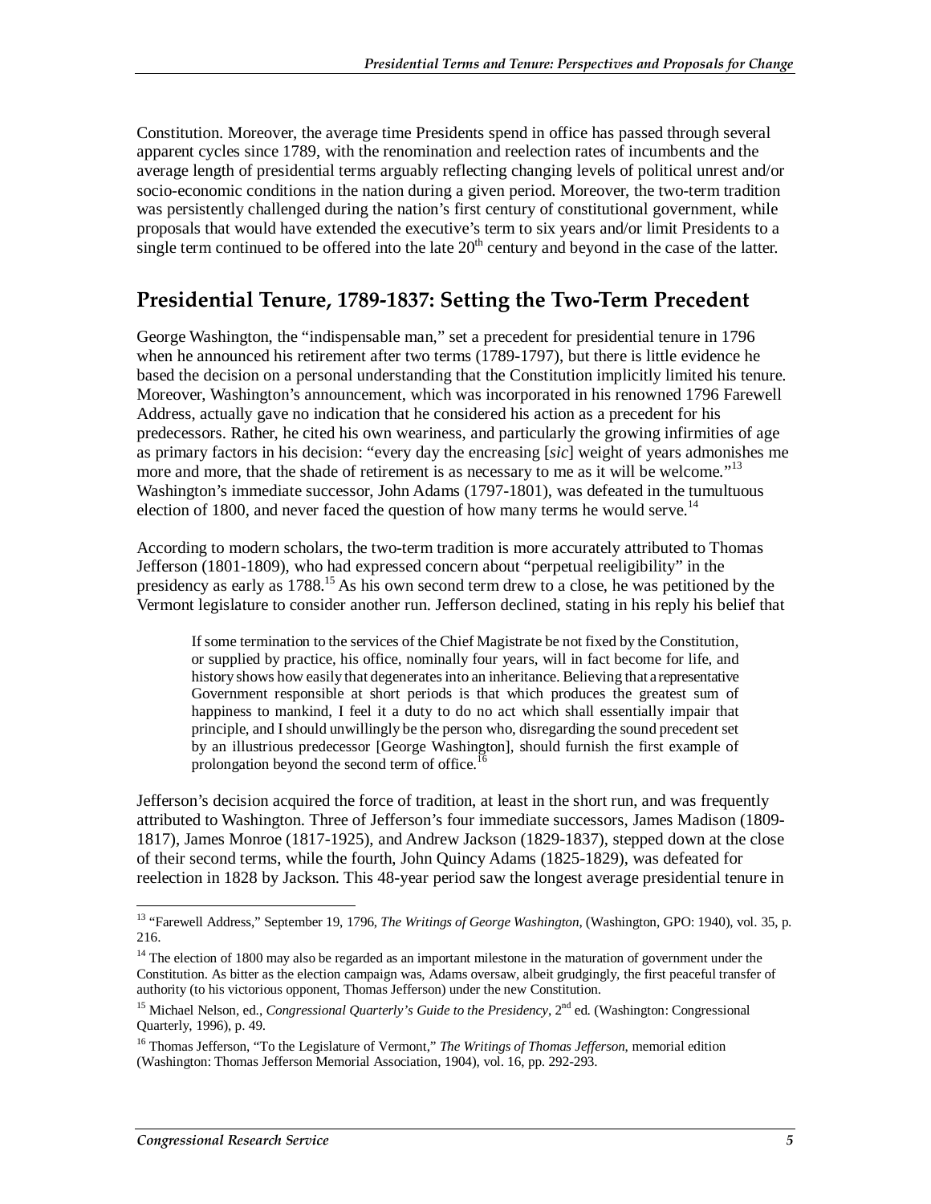Constitution. Moreover, the average time Presidents spend in office has passed through several apparent cycles since 1789, with the renomination and reelection rates of incumbents and the average length of presidential terms arguably reflecting changing levels of political unrest and/or socio-economic conditions in the nation during a given period. Moreover, the two-term tradition was persistently challenged during the nation's first century of constitutional government, while proposals that would have extended the executive's term to six years and/or limit Presidents to a single term continued to be offered into the late 20th century and beyond in the case of the latter.

## Presidential Tenure, 1789-1837: Setting the Two-Term Precedent

George Washington, the "indispensable man," set a precedent for presidential tenure in 1796 when he announced his retirement after two terms (1789-1797), but there is little evidence he based the decision on a personal understanding that the Constitution implicitly limited his tenure. Moreover, Washington's announcement, which was incorporated in his renowned 1796 Farewell Address, actually gave no indication that he considered his action as a precedent for his predecessors. Rather, he cited his own weariness, and particularly the growing infirmities of age as primary factors in his decision: "every day the encreasing [*sic*] weight of years admonishes me more and more, that the shade of retirement is as necessary to me as it will be welcome."[13] Washington's immediate successor, John Adams (1797-1801), was defeated in the tumultuous election of 1800, and never faced the question of how many terms he would serve.[14]

According to modern scholars, the two-term tradition is more accurately attributed to Thomas Jefferson (1801-1809), who had expressed concern about "perpetual reeligibility" in the presidency as early as 1788.[15] As his own second term drew to a close, he was petitioned by the Vermont legislature to consider another run. Jefferson declined, stating in his reply his belief that

> If some termination to the services of the Chief Magistrate be not fixed by the Constitution, or supplied by practice, his office, nominally four years, will in fact become for life, and history shows how easily that degenerates into an inheritance. Believing that a representative Government responsible at short periods is that which produces the greatest sum of happiness to mankind, I feel it a duty to do no act which shall essentially impair that principle, and I should unwillingly be the person who, disregarding the sound precedent set by an illustrious predecessor [George Washington], should furnish the first example of prolongation beyond the second term of office.[16]

Jefferson's decision acquired the force of tradition, at least in the short run, and was frequently attributed to Washington. Three of Jefferson's four immediate successors, James Madison (1809-1817), James Monroe (1817-1925), and Andrew Jackson (1829-1837), stepped down at the close of their second terms, while the fourth, John Quincy Adams (1825-1829), was defeated for reelection in 1828 by Jackson. This 48-year period saw the longest average presidential tenure in

---

[13] "Farewell Address," September 19, 1796, *The Writings of George Washington,* (Washington, GPO: 1940), vol. 35, p. 216.

[14] The election of 1800 may also be regarded as an important milestone in the maturation of government under the Constitution. As bitter as the election campaign was, Adams oversaw, albeit grudgingly, the first peaceful transfer of authority (to his victorious opponent, Thomas Jefferson) under the new Constitution.

[15] Michael Nelson, ed., *Congressional Quarterly's Guide to the Presidency*, 2nd ed. (Washington: Congressional Quarterly, 1996), p. 49.

[16] Thomas Jefferson, "To the Legislature of Vermont," *The Writings of Thomas Jefferson,* memorial edition (Washington: Thomas Jefferson Memorial Association, 1904), vol. 16, pp. 292-293.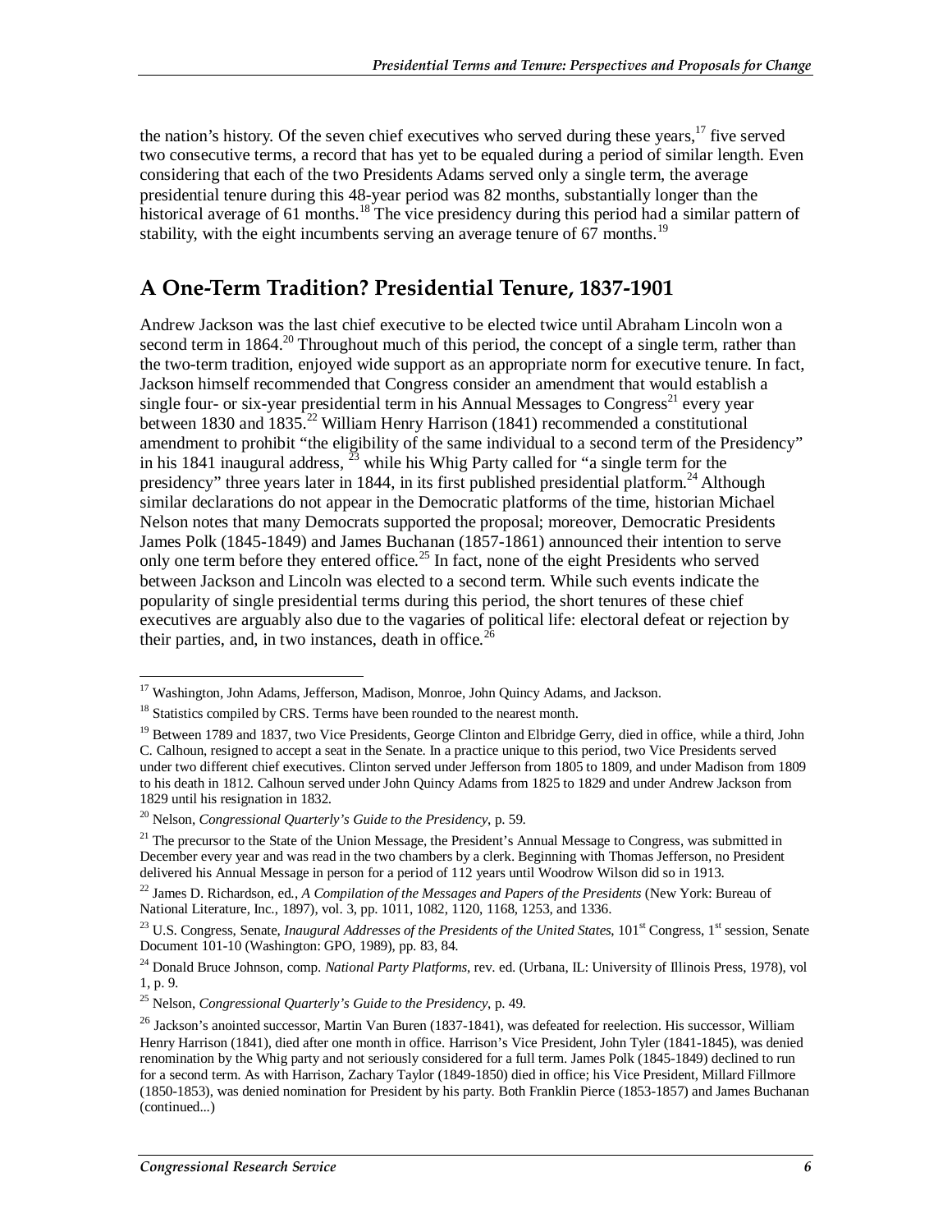the nation's history. Of the seven chief executives who served during these years,[17] five served two consecutive terms, a record that has yet to be equaled during a period of similar length. Even considering that each of the two Presidents Adams served only a single term, the average presidential tenure during this 48-year period was 82 months, substantially longer than the historical average of 61 months.[18] The vice presidency during this period had a similar pattern of stability, with the eight incumbents serving an average tenure of 67 months.[19]

## A One-Term Tradition? Presidential Tenure, 1837-1901

Andrew Jackson was the last chief executive to be elected twice until Abraham Lincoln won a second term in 1864.[20] Throughout much of this period, the concept of a single term, rather than the two-term tradition, enjoyed wide support as an appropriate norm for executive tenure. In fact, Jackson himself recommended that Congress consider an amendment that would establish a single four- or six-year presidential term in his Annual Messages to Congress[21] every year between 1830 and 1835.[22] William Henry Harrison (1841) recommended a constitutional amendment to prohibit "the eligibility of the same individual to a second term of the Presidency" in his 1841 inaugural address,[23] while his Whig Party called for "a single term for the presidency" three years later in 1844, in its first published presidential platform.[24] Although similar declarations do not appear in the Democratic platforms of the time, historian Michael Nelson notes that many Democrats supported the proposal; moreover, Democratic Presidents James Polk (1845-1849) and James Buchanan (1857-1861) announced their intention to serve only one term before they entered office.[25] In fact, none of the eight Presidents who served between Jackson and Lincoln was elected to a second term. While such events indicate the popularity of single presidential terms during this period, the short tenures of these chief executives are arguably also due to the vagaries of political life: electoral defeat or rejection by their parties, and, in two instances, death in office.[26]

---

[17] Washington, John Adams, Jefferson, Madison, Monroe, John Quincy Adams, and Jackson.

[18] Statistics compiled by CRS. Terms have been rounded to the nearest month.

[19] Between 1789 and 1837, two Vice Presidents, George Clinton and Elbridge Gerry, died in office, while a third, John C. Calhoun, resigned to accept a seat in the Senate. In a practice unique to this period, two Vice Presidents served under two different chief executives. Clinton served under Jefferson from 1805 to 1809, and under Madison from 1809 to his death in 1812. Calhoun served under John Quincy Adams from 1825 to 1829 and under Andrew Jackson from 1829 until his resignation in 1832.

[20] Nelson, *Congressional Quarterly's Guide to the Presidency*, p. 59.

[21] The precursor to the State of the Union Message, the President's Annual Message to Congress, was submitted in December every year and was read in the two chambers by a clerk. Beginning with Thomas Jefferson, no President delivered his Annual Message in person for a period of 112 years until Woodrow Wilson did so in 1913.

[22] James D. Richardson, ed., *A Compilation of the Messages and Papers of the Presidents* (New York: Bureau of National Literature, Inc., 1897), vol. 3, pp. 1011, 1082, 1120, 1168, 1253, and 1336.

[23] U.S. Congress, Senate, *Inaugural Addresses of the Presidents of the United States*, 101st Congress, 1st session, Senate Document 101-10 (Washington: GPO, 1989), pp. 83, 84.

[24] Donald Bruce Johnson, comp. *National Party Platforms*, rev. ed. (Urbana, IL: University of Illinois Press, 1978), vol 1, p. 9.

[25] Nelson, *Congressional Quarterly's Guide to the Presidency*, p. 49.

[26] Jackson's anointed successor, Martin Van Buren (1837-1841), was defeated for reelection. His successor, William Henry Harrison (1841), died after one month in office. Harrison's Vice President, John Tyler (1841-1845), was denied renomination by the Whig party and not seriously considered for a full term. James Polk (1845-1849) declined to run for a second term. As with Harrison, Zachary Taylor (1849-1850) died in office; his Vice President, Millard Fillmore (1850-1853), was denied nomination for President by his party. Both Franklin Pierce (1853-1857) and James Buchanan (continued...)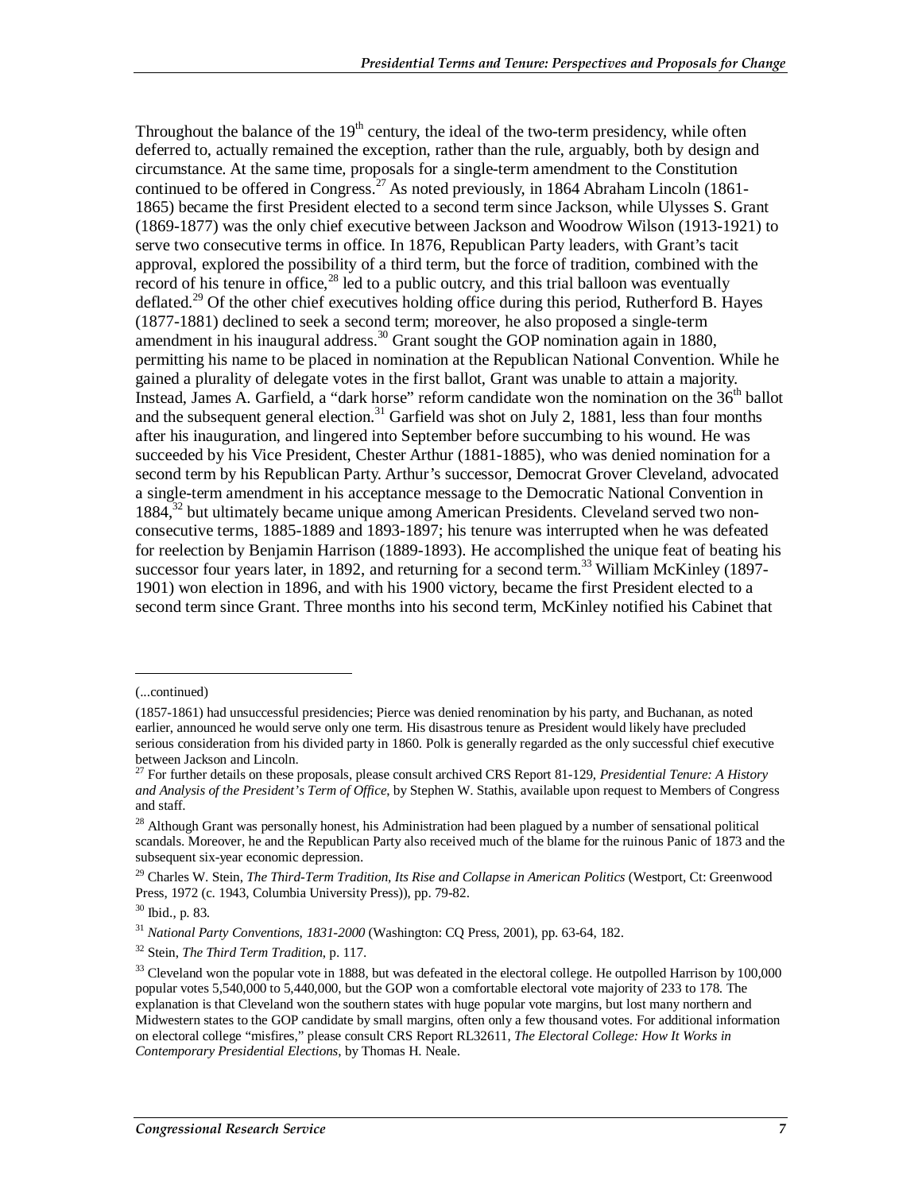Throughout the balance of the 19th century, the ideal of the two-term presidency, while often deferred to, actually remained the exception, rather than the rule, arguably, both by design and circumstance. At the same time, proposals for a single-term amendment to the Constitution continued to be offered in Congress.[27] As noted previously, in 1864 Abraham Lincoln (1861-1865) became the first President elected to a second term since Jackson, while Ulysses S. Grant (1869-1877) was the only chief executive between Jackson and Woodrow Wilson (1913-1921) to serve two consecutive terms in office. In 1876, Republican Party leaders, with Grant's tacit approval, explored the possibility of a third term, but the force of tradition, combined with the record of his tenure in office,[28] led to a public outcry, and this trial balloon was eventually deflated.[29] Of the other chief executives holding office during this period, Rutherford B. Hayes (1877-1881) declined to seek a second term; moreover, he also proposed a single-term amendment in his inaugural address.[30] Grant sought the GOP nomination again in 1880, permitting his name to be placed in nomination at the Republican National Convention. While he gained a plurality of delegate votes in the first ballot, Grant was unable to attain a majority. Instead, James A. Garfield, a "dark horse" reform candidate won the nomination on the 36th ballot and the subsequent general election.[31] Garfield was shot on July 2, 1881, less than four months after his inauguration, and lingered into September before succumbing to his wound. He was succeeded by his Vice President, Chester Arthur (1881-1885), who was denied nomination for a second term by his Republican Party. Arthur's successor, Democrat Grover Cleveland, advocated a single-term amendment in his acceptance message to the Democratic National Convention in 1884,[32] but ultimately became unique among American Presidents. Cleveland served two non-consecutive terms, 1885-1889 and 1893-1897; his tenure was interrupted when he was defeated for reelection by Benjamin Harrison (1889-1893). He accomplished the unique feat of beating his successor four years later, in 1892, and returning for a second term.[33] William McKinley (1897-1901) won election in 1896, and with his 1900 victory, became the first President elected to a second term since Grant. Three months into his second term, McKinley notified his Cabinet that

---

(...continued)

(1857-1861) had unsuccessful presidencies; Pierce was denied renomination by his party, and Buchanan, as noted earlier, announced he would serve only one term. His disastrous tenure as President would likely have precluded serious consideration from his divided party in 1860. Polk is generally regarded as the only successful chief executive between Jackson and Lincoln.

[27] For further details on these proposals, please consult archived CRS Report 81-129, *Presidential Tenure: A History and Analysis of the President's Term of Office*, by Stephen W. Stathis, available upon request to Members of Congress and staff.

[28] Although Grant was personally honest, his Administration had been plagued by a number of sensational political scandals. Moreover, he and the Republican Party also received much of the blame for the ruinous Panic of 1873 and the subsequent six-year economic depression.

[29] Charles W. Stein, *The Third-Term Tradition, Its Rise and Collapse in American Politics* (Westport, Ct: Greenwood Press, 1972 (c. 1943, Columbia University Press)), pp. 79-82.

[30] Ibid., p. 83.

[31] *National Party Conventions, 1831-2000* (Washington: CQ Press, 2001), pp. 63-64, 182.

[32] Stein, *The Third Term Tradition*, p. 117.

[33] Cleveland won the popular vote in 1888, but was defeated in the electoral college. He outpolled Harrison by 100,000 popular votes 5,540,000 to 5,440,000, but the GOP won a comfortable electoral vote majority of 233 to 178. The explanation is that Cleveland won the southern states with huge popular vote margins, but lost many northern and Midwestern states to the GOP candidate by small margins, often only a few thousand votes. For additional information on electoral college "misfires," please consult CRS Report RL32611, *The Electoral College: How It Works in Contemporary Presidential Elections*, by Thomas H. Neale.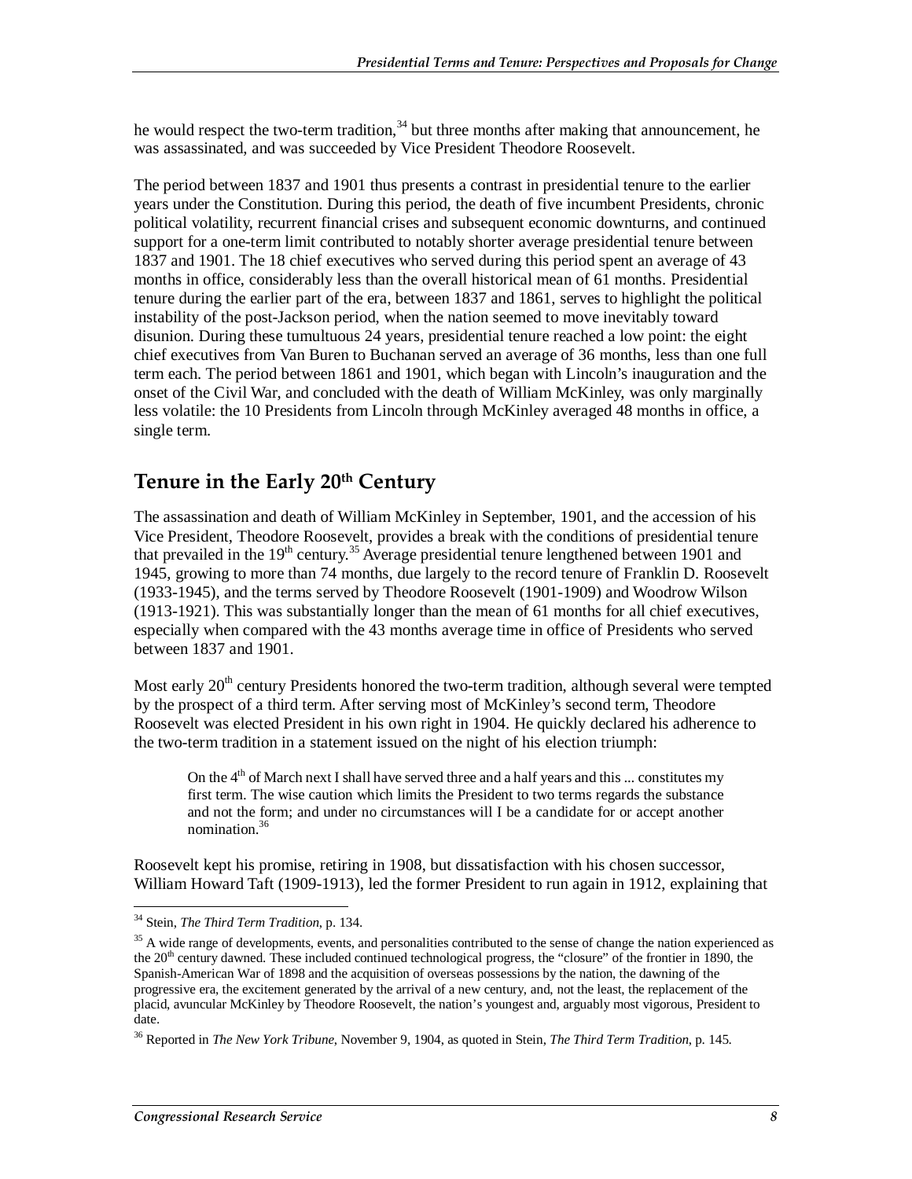he would respect the two-term tradition,[34] but three months after making that announcement, he was assassinated, and was succeeded by Vice President Theodore Roosevelt.

The period between 1837 and 1901 thus presents a contrast in presidential tenure to the earlier years under the Constitution. During this period, the death of five incumbent Presidents, chronic political volatility, recurrent financial crises and subsequent economic downturns, and continued support for a one-term limit contributed to notably shorter average presidential tenure between 1837 and 1901. The 18 chief executives who served during this period spent an average of 43 months in office, considerably less than the overall historical mean of 61 months. Presidential tenure during the earlier part of the era, between 1837 and 1861, serves to highlight the political instability of the post-Jackson period, when the nation seemed to move inevitably toward disunion. During these tumultuous 24 years, presidential tenure reached a low point: the eight chief executives from Van Buren to Buchanan served an average of 36 months, less than one full term each. The period between 1861 and 1901, which began with Lincoln's inauguration and the onset of the Civil War, and concluded with the death of William McKinley, was only marginally less volatile: the 10 Presidents from Lincoln through McKinley averaged 48 months in office, a single term.

## Tenure in the Early 20th Century

The assassination and death of William McKinley in September, 1901, and the accession of his Vice President, Theodore Roosevelt, provides a break with the conditions of presidential tenure that prevailed in the 19th century.[35] Average presidential tenure lengthened between 1901 and 1945, growing to more than 74 months, due largely to the record tenure of Franklin D. Roosevelt (1933-1945), and the terms served by Theodore Roosevelt (1901-1909) and Woodrow Wilson (1913-1921). This was substantially longer than the mean of 61 months for all chief executives, especially when compared with the 43 months average time in office of Presidents who served between 1837 and 1901.

Most early 20th century Presidents honored the two-term tradition, although several were tempted by the prospect of a third term. After serving most of McKinley's second term, Theodore Roosevelt was elected President in his own right in 1904. He quickly declared his adherence to the two-term tradition in a statement issued on the night of his election triumph:

> On the 4th of March next I shall have served three and a half years and this ... constitutes my first term. The wise caution which limits the President to two terms regards the substance and not the form; and under no circumstances will I be a candidate for or accept another nomination.[36]

Roosevelt kept his promise, retiring in 1908, but dissatisfaction with his chosen successor, William Howard Taft (1909-1913), led the former President to run again in 1912, explaining that

---

[34] Stein, *The Third Term Tradition*, p. 134.

[35] A wide range of developments, events, and personalities contributed to the sense of change the nation experienced as the 20th century dawned. These included continued technological progress, the "closure" of the frontier in 1890, the Spanish-American War of 1898 and the acquisition of overseas possessions by the nation, the dawning of the progressive era, the excitement generated by the arrival of a new century, and, not the least, the replacement of the placid, avuncular McKinley by Theodore Roosevelt, the nation's youngest and, arguably most vigorous, President to date.

[36] Reported in *The New York Tribune*, November 9, 1904, as quoted in Stein, *The Third Term Tradition*, p. 145.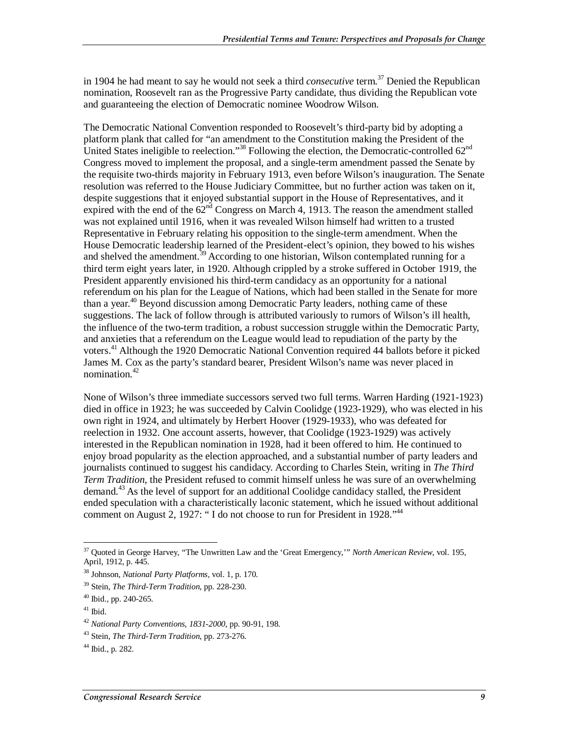in 1904 he had meant to say he would not seek a third *consecutive* term.[37] Denied the Republican nomination, Roosevelt ran as the Progressive Party candidate, thus dividing the Republican vote and guaranteeing the election of Democratic nominee Woodrow Wilson.

The Democratic National Convention responded to Roosevelt's third-party bid by adopting a platform plank that called for "an amendment to the Constitution making the President of the United States ineligible to reelection."[38] Following the election, the Democratic-controlled 62nd Congress moved to implement the proposal, and a single-term amendment passed the Senate by the requisite two-thirds majority in February 1913, even before Wilson's inauguration. The Senate resolution was referred to the House Judiciary Committee, but no further action was taken on it, despite suggestions that it enjoyed substantial support in the House of Representatives, and it expired with the end of the 62nd Congress on March 4, 1913. The reason the amendment stalled was not explained until 1916, when it was revealed Wilson himself had written to a trusted Representative in February relating his opposition to the single-term amendment. When the House Democratic leadership learned of the President-elect's opinion, they bowed to his wishes and shelved the amendment.[39] According to one historian, Wilson contemplated running for a third term eight years later, in 1920. Although crippled by a stroke suffered in October 1919, the President apparently envisioned his third-term candidacy as an opportunity for a national referendum on his plan for the League of Nations, which had been stalled in the Senate for more than a year.[40] Beyond discussion among Democratic Party leaders, nothing came of these suggestions. The lack of follow through is attributed variously to rumors of Wilson's ill health, the influence of the two-term tradition, a robust succession struggle within the Democratic Party, and anxieties that a referendum on the League would lead to repudiation of the party by the voters.[41] Although the 1920 Democratic National Convention required 44 ballots before it picked James M. Cox as the party's standard bearer, President Wilson's name was never placed in nomination.[42]

None of Wilson's three immediate successors served two full terms. Warren Harding (1921-1923) died in office in 1923; he was succeeded by Calvin Coolidge (1923-1929), who was elected in his own right in 1924, and ultimately by Herbert Hoover (1929-1933), who was defeated for reelection in 1932. One account asserts, however, that Coolidge (1923-1929) was actively interested in the Republican nomination in 1928, had it been offered to him. He continued to enjoy broad popularity as the election approached, and a substantial number of party leaders and journalists continued to suggest his candidacy. According to Charles Stein, writing in *The Third Term Tradition*, the President refused to commit himself unless he was sure of an overwhelming demand.[43] As the level of support for an additional Coolidge candidacy stalled, the President ended speculation with a characteristically laconic statement, which he issued without additional comment on August 2, 1927: " I do not choose to run for President in 1928."[44]

---

[37] Quoted in George Harvey, "The Unwritten Law and the 'Great Emergency,'" *North American Review*, vol. 195, April, 1912, p. 445.

[38] Johnson, *National Party Platforms*, vol. 1, p. 170.

[39] Stein, *The Third-Term Tradition*, pp. 228-230.

[40] Ibid., pp. 240-265.

[41] Ibid.

[42] *National Party Conventions, 1831-2000*, pp. 90-91, 198.

[43] Stein, *The Third-Term Tradition*, pp. 273-276.

[44] Ibid., p. 282.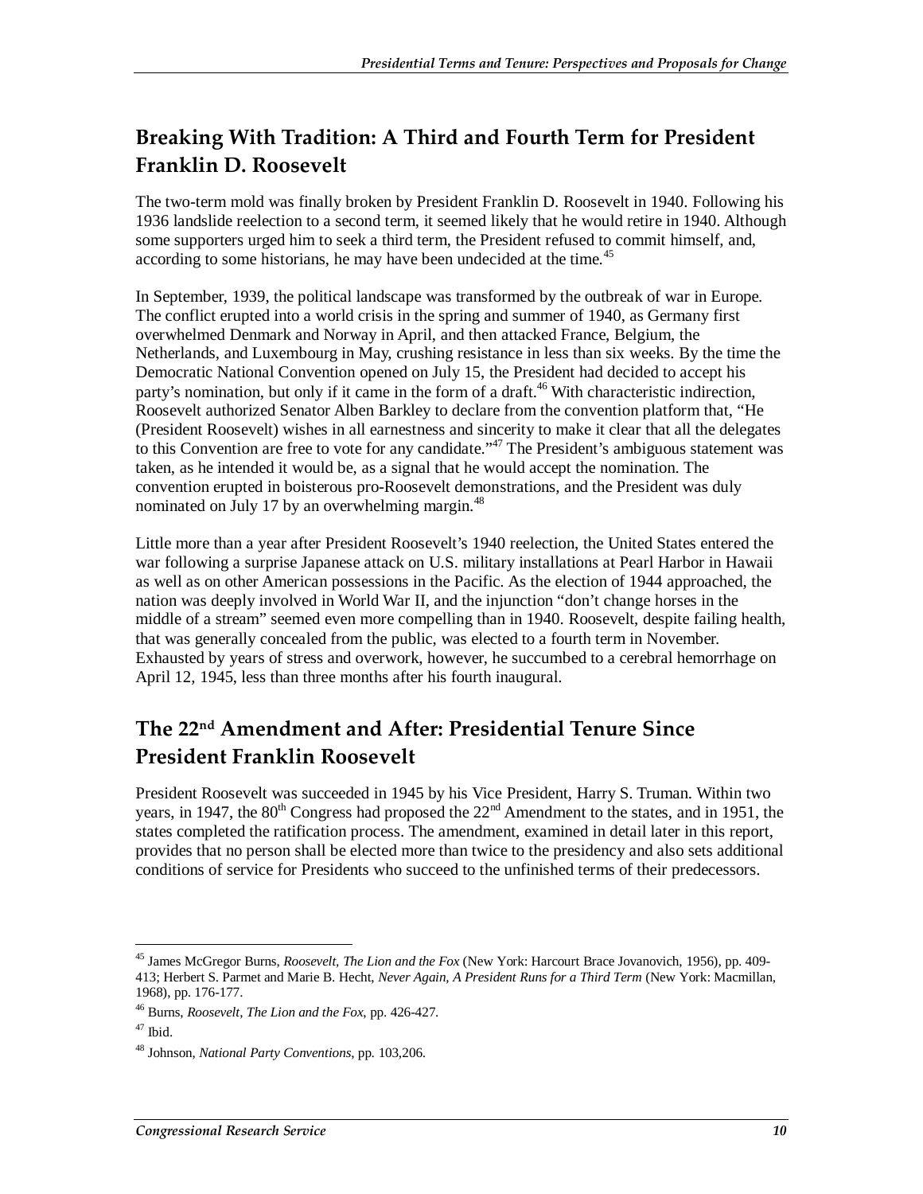## Breaking With Tradition: A Third and Fourth Term for President Franklin D. Roosevelt

The two-term mold was finally broken by President Franklin D. Roosevelt in 1940. Following his 1936 landslide reelection to a second term, it seemed likely that he would retire in 1940. Although some supporters urged him to seek a third term, the President refused to commit himself, and, according to some historians, he may have been undecided at the time.[45]

In September, 1939, the political landscape was transformed by the outbreak of war in Europe. The conflict erupted into a world crisis in the spring and summer of 1940, as Germany first overwhelmed Denmark and Norway in April, and then attacked France, Belgium, the Netherlands, and Luxembourg in May, crushing resistance in less than six weeks. By the time the Democratic National Convention opened on July 15, the President had decided to accept his party's nomination, but only if it came in the form of a draft.[46] With characteristic indirection, Roosevelt authorized Senator Alben Barkley to declare from the convention platform that, "He (President Roosevelt) wishes in all earnestness and sincerity to make it clear that all the delegates to this Convention are free to vote for any candidate."[47] The President's ambiguous statement was taken, as he intended it would be, as a signal that he would accept the nomination. The convention erupted in boisterous pro-Roosevelt demonstrations, and the President was duly nominated on July 17 by an overwhelming margin.[48]

Little more than a year after President Roosevelt's 1940 reelection, the United States entered the war following a surprise Japanese attack on U.S. military installations at Pearl Harbor in Hawaii as well as on other American possessions in the Pacific. As the election of 1944 approached, the nation was deeply involved in World War II, and the injunction "don't change horses in the middle of a stream" seemed even more compelling than in 1940. Roosevelt, despite failing health, that was generally concealed from the public, was elected to a fourth term in November. Exhausted by years of stress and overwork, however, he succumbed to a cerebral hemorrhage on April 12, 1945, less than three months after his fourth inaugural.

## The 22nd Amendment and After: Presidential Tenure Since President Franklin Roosevelt

President Roosevelt was succeeded in 1945 by his Vice President, Harry S. Truman. Within two years, in 1947, the 80th Congress had proposed the 22nd Amendment to the states, and in 1951, the states completed the ratification process. The amendment, examined in detail later in this report, provides that no person shall be elected more than twice to the presidency and also sets additional conditions of service for Presidents who succeed to the unfinished terms of their predecessors.

---

[45] James McGregor Burns, *Roosevelt, The Lion and the Fox* (New York: Harcourt Brace Jovanovich, 1956), pp. 409-413; Herbert S. Parmet and Marie B. Hecht, *Never Again, A President Runs for a Third Term* (New York: Macmillan, 1968), pp. 176-177.

[46] Burns, *Roosevelt, The Lion and the Fox*, pp. 426-427.

[47] Ibid.

[48] Johnson, *National Party Conventions*, pp. 103,206.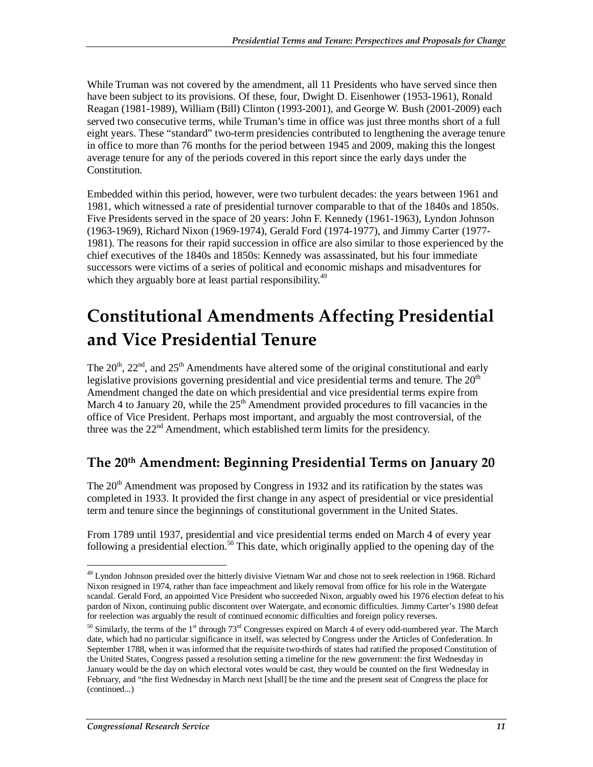While Truman was not covered by the amendment, all 11 Presidents who have served since then have been subject to its provisions. Of these, four, Dwight D. Eisenhower (1953-1961), Ronald Reagan (1981-1989), William (Bill) Clinton (1993-2001), and George W. Bush (2001-2009) each served two consecutive terms, while Truman's time in office was just three months short of a full eight years. These "standard" two-term presidencies contributed to lengthening the average tenure in office to more than 76 months for the period between 1945 and 2009, making this the longest average tenure for any of the periods covered in this report since the early days under the Constitution.

Embedded within this period, however, were two turbulent decades: the years between 1961 and 1981, which witnessed a rate of presidential turnover comparable to that of the 1840s and 1850s. Five Presidents served in the space of 20 years: John F. Kennedy (1961-1963), Lyndon Johnson (1963-1969), Richard Nixon (1969-1974), Gerald Ford (1974-1977), and Jimmy Carter (1977-1981). The reasons for their rapid succession in office are also similar to those experienced by the chief executives of the 1840s and 1850s: Kennedy was assassinated, but his four immediate successors were victims of a series of political and economic mishaps and misadventures for which they arguably bore at least partial responsibility.[49]

# Constitutional Amendments Affecting Presidential and Vice Presidential Tenure

The 20th, 22nd, and 25th Amendments have altered some of the original constitutional and early legislative provisions governing presidential and vice presidential terms and tenure. The 20th Amendment changed the date on which presidential and vice presidential terms expire from March 4 to January 20, while the 25th Amendment provided procedures to fill vacancies in the office of Vice President. Perhaps most important, and arguably the most controversial, of the three was the 22nd Amendment, which established term limits for the presidency.

## The 20th Amendment: Beginning Presidential Terms on January 20

The 20th Amendment was proposed by Congress in 1932 and its ratification by the states was completed in 1933. It provided the first change in any aspect of presidential or vice presidential term and tenure since the beginnings of constitutional government in the United States.

From 1789 until 1937, presidential and vice presidential terms ended on March 4 of every year following a presidential election.[50] This date, which originally applied to the opening day of the

---

[49] Lyndon Johnson presided over the bitterly divisive Vietnam War and chose not to seek reelection in 1968. Richard Nixon resigned in 1974, rather than face impeachment and likely removal from office for his role in the Watergate scandal. Gerald Ford, an appointed Vice President who succeeded Nixon, arguably owed his 1976 election defeat to his pardon of Nixon, continuing public discontent over Watergate, and economic difficulties. Jimmy Carter's 1980 defeat for reelection was arguably the result of continued economic difficulties and foreign policy reverses.

[50] Similarly, the terms of the 1st through 73rd Congresses expired on March 4 of every odd-numbered year. The March date, which had no particular significance in itself, was selected by Congress under the Articles of Confederation. In September 1788, when it was informed that the requisite two-thirds of states had ratified the proposed Constitution of the United States, Congress passed a resolution setting a timeline for the new government: the first Wednesday in January would be the day on which electoral votes would be cast, they would be counted on the first Wednesday in February, and "the first Wednesday in March next [shall] be the time and the present seat of Congress the place for (continued...)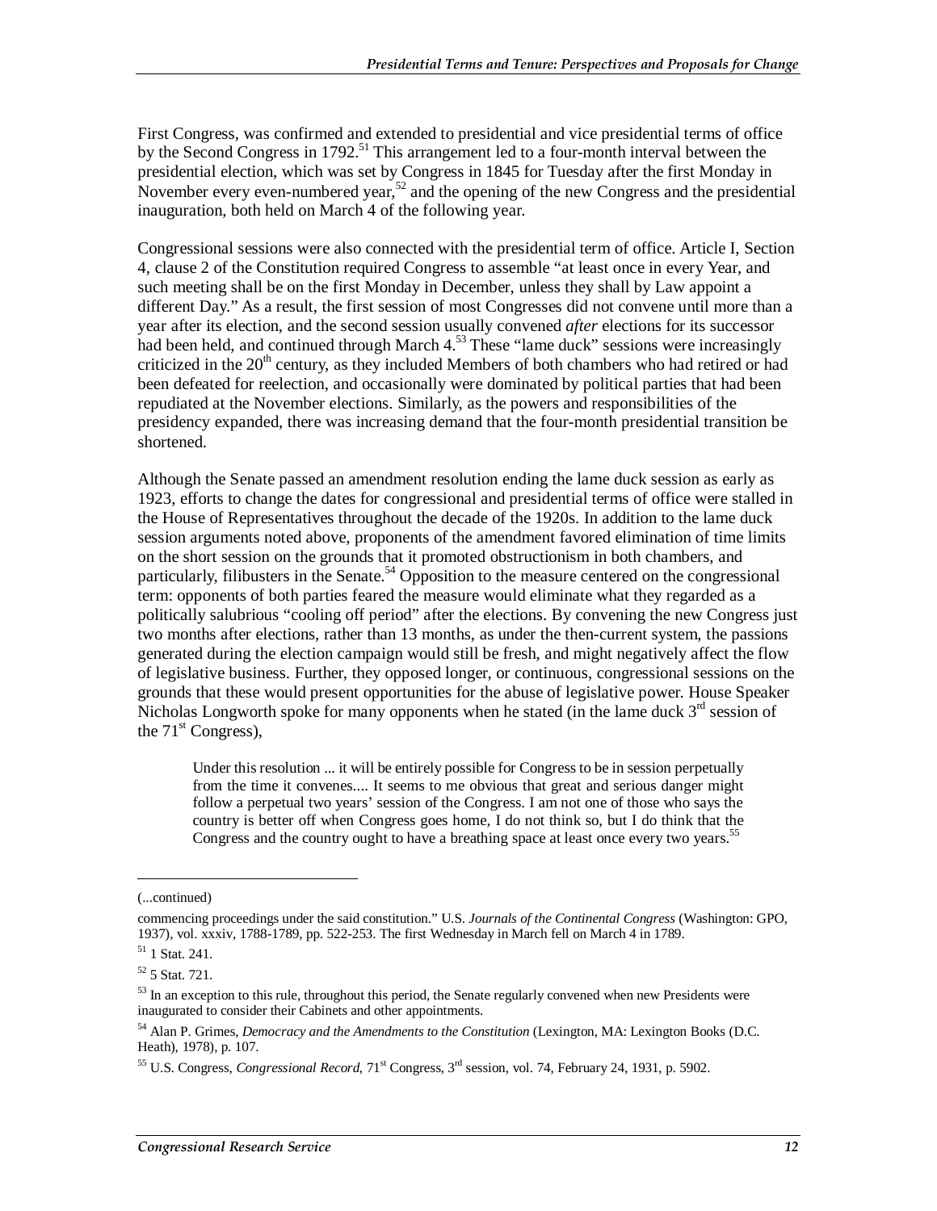First Congress, was confirmed and extended to presidential and vice presidential terms of office by the Second Congress in 1792.[51] This arrangement led to a four-month interval between the presidential election, which was set by Congress in 1845 for Tuesday after the first Monday in November every even-numbered year,[52] and the opening of the new Congress and the presidential inauguration, both held on March 4 of the following year.

Congressional sessions were also connected with the presidential term of office. Article I, Section 4, clause 2 of the Constitution required Congress to assemble "at least once in every Year, and such meeting shall be on the first Monday in December, unless they shall by Law appoint a different Day." As a result, the first session of most Congresses did not convene until more than a year after its election, and the second session usually convened *after* elections for its successor had been held, and continued through March 4.[53] These "lame duck" sessions were increasingly criticized in the 20th century, as they included Members of both chambers who had retired or had been defeated for reelection, and occasionally were dominated by political parties that had been repudiated at the November elections. Similarly, as the powers and responsibilities of the presidency expanded, there was increasing demand that the four-month presidential transition be shortened.

Although the Senate passed an amendment resolution ending the lame duck session as early as 1923, efforts to change the dates for congressional and presidential terms of office were stalled in the House of Representatives throughout the decade of the 1920s. In addition to the lame duck session arguments noted above, proponents of the amendment favored elimination of time limits on the short session on the grounds that it promoted obstructionism in both chambers, and particularly, filibusters in the Senate.[54] Opposition to the measure centered on the congressional term: opponents of both parties feared the measure would eliminate what they regarded as a politically salubrious "cooling off period" after the elections. By convening the new Congress just two months after elections, rather than 13 months, as under the then-current system, the passions generated during the election campaign would still be fresh, and might negatively affect the flow of legislative business. Further, they opposed longer, or continuous, congressional sessions on the grounds that these would present opportunities for the abuse of legislative power. House Speaker Nicholas Longworth spoke for many opponents when he stated (in the lame duck 3rd session of the 71st Congress),

> Under this resolution ... it will be entirely possible for Congress to be in session perpetually from the time it convenes.... It seems to me obvious that great and serious danger might follow a perpetual two years' session of the Congress. I am not one of those who says the country is better off when Congress goes home, I do not think so, but I do think that the Congress and the country ought to have a breathing space at least once every two years.[55]

---

(...continued)

commencing proceedings under the said constitution." U.S. *Journals of the Continental Congress* (Washington: GPO, 1937), vol. xxxiv, 1788-1789, pp. 522-253. The first Wednesday in March fell on March 4 in 1789.

[51] 1 Stat. 241.

[52] 5 Stat. 721.

[53] In an exception to this rule, throughout this period, the Senate regularly convened when new Presidents were inaugurated to consider their Cabinets and other appointments.

[54] Alan P. Grimes, *Democracy and the Amendments to the Constitution* (Lexington, MA: Lexington Books (D.C. Heath), 1978), p. 107.

[55] U.S. Congress, *Congressional Record*, 71st Congress, 3rd session, vol. 74, February 24, 1931, p. 5902.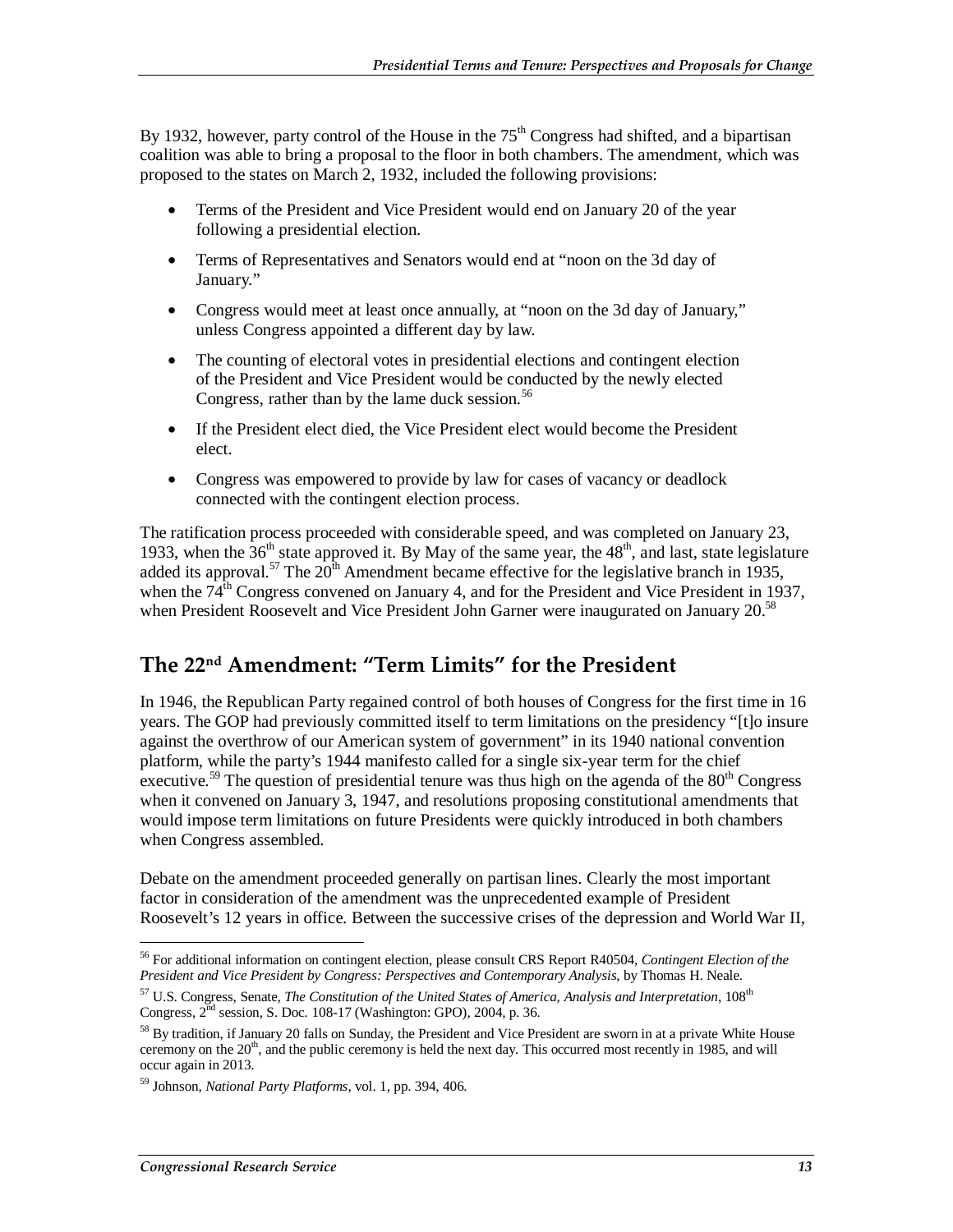By 1932, however, party control of the House in the 75th Congress had shifted, and a bipartisan coalition was able to bring a proposal to the floor in both chambers. The amendment, which was proposed to the states on March 2, 1932, included the following provisions:

- Terms of the President and Vice President would end on January 20 of the year following a presidential election.
- Terms of Representatives and Senators would end at "noon on the 3d day of January."
- Congress would meet at least once annually, at "noon on the 3d day of January," unless Congress appointed a different day by law.
- The counting of electoral votes in presidential elections and contingent election of the President and Vice President would be conducted by the newly elected Congress, rather than by the lame duck session.[56]
- If the President elect died, the Vice President elect would become the President elect.
- Congress was empowered to provide by law for cases of vacancy or deadlock connected with the contingent election process.

The ratification process proceeded with considerable speed, and was completed on January 23, 1933, when the 36th state approved it. By May of the same year, the 48th, and last, state legislature added its approval.[57] The 20th Amendment became effective for the legislative branch in 1935, when the 74th Congress convened on January 4, and for the President and Vice President in 1937, when President Roosevelt and Vice President John Garner were inaugurated on January 20.[58]

## The 22nd Amendment: "Term Limits" for the President

In 1946, the Republican Party regained control of both houses of Congress for the first time in 16 years. The GOP had previously committed itself to term limitations on the presidency "[t]o insure against the overthrow of our American system of government" in its 1940 national convention platform, while the party's 1944 manifesto called for a single six-year term for the chief executive.[59] The question of presidential tenure was thus high on the agenda of the 80th Congress when it convened on January 3, 1947, and resolutions proposing constitutional amendments that would impose term limitations on future Presidents were quickly introduced in both chambers when Congress assembled.

Debate on the amendment proceeded generally on partisan lines. Clearly the most important factor in consideration of the amendment was the unprecedented example of President Roosevelt's 12 years in office. Between the successive crises of the depression and World War II,

---

[56] For additional information on contingent election, please consult CRS Report R40504, *Contingent Election of the President and Vice President by Congress: Perspectives and Contemporary Analysis*, by Thomas H. Neale.

[57] U.S. Congress, Senate, *The Constitution of the United States of America, Analysis and Interpretation*, 108th Congress, 2nd session, S. Doc. 108-17 (Washington: GPO), 2004, p. 36.

[58] By tradition, if January 20 falls on Sunday, the President and Vice President are sworn in at a private White House ceremony on the 20th, and the public ceremony is held the next day. This occurred most recently in 1985, and will occur again in 2013.

[59] Johnson, *National Party Platforms*, vol. 1, pp. 394, 406.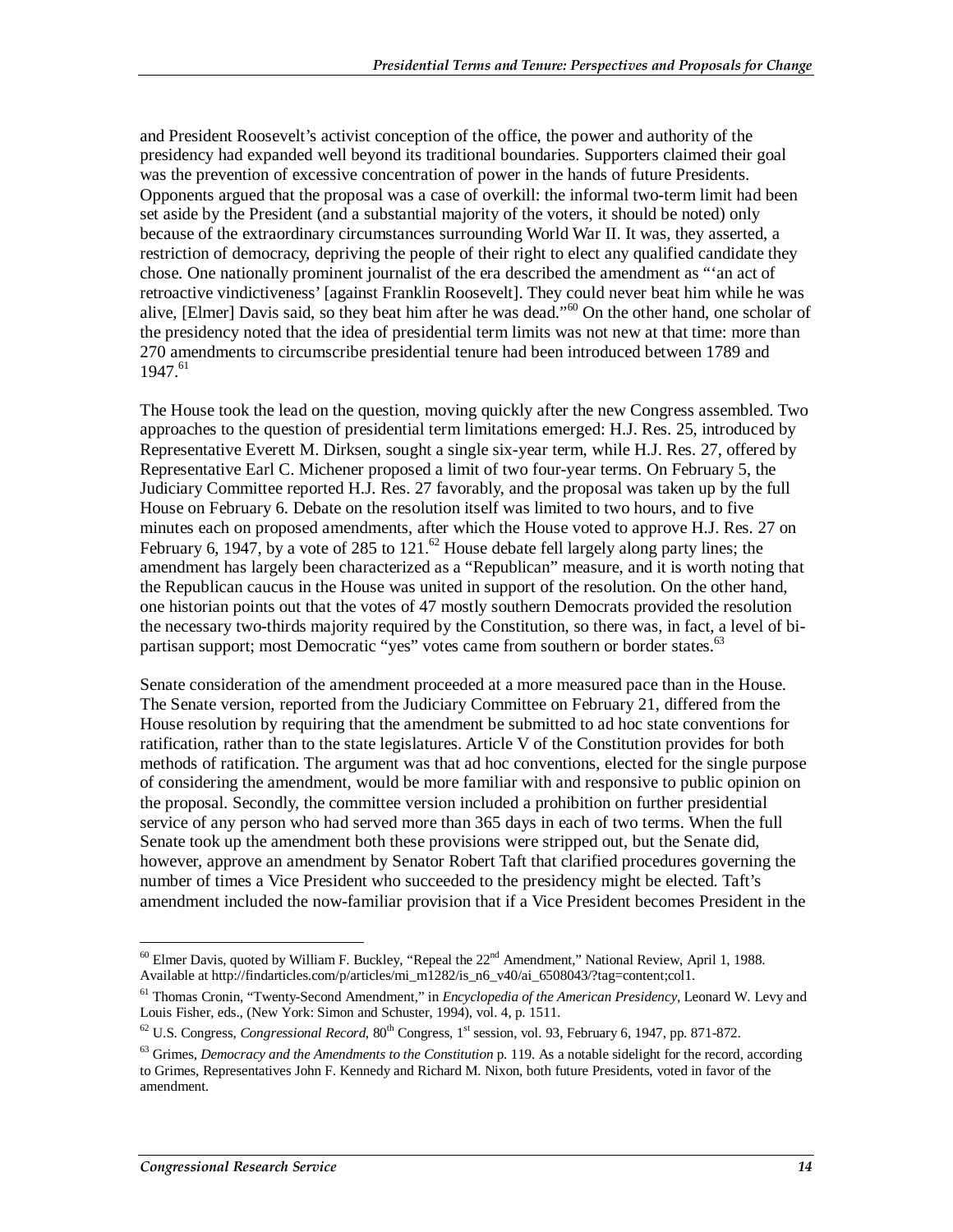and President Roosevelt's activist conception of the office, the power and authority of the presidency had expanded well beyond its traditional boundaries. Supporters claimed their goal was the prevention of excessive concentration of power in the hands of future Presidents. Opponents argued that the proposal was a case of overkill: the informal two-term limit had been set aside by the President (and a substantial majority of the voters, it should be noted) only because of the extraordinary circumstances surrounding World War II. It was, they asserted, a restriction of democracy, depriving the people of their right to elect any qualified candidate they chose. One nationally prominent journalist of the era described the amendment as "'an act of retroactive vindictiveness' [against Franklin Roosevelt]. They could never beat him while he was alive, [Elmer] Davis said, so they beat him after he was dead."[60] On the other hand, one scholar of the presidency noted that the idea of presidential term limits was not new at that time: more than 270 amendments to circumscribe presidential tenure had been introduced between 1789 and 1947.[61]

The House took the lead on the question, moving quickly after the new Congress assembled. Two approaches to the question of presidential term limitations emerged: H.J. Res. 25, introduced by Representative Everett M. Dirksen, sought a single six-year term, while H.J. Res. 27, offered by Representative Earl C. Michener proposed a limit of two four-year terms. On February 5, the Judiciary Committee reported H.J. Res. 27 favorably, and the proposal was taken up by the full House on February 6. Debate on the resolution itself was limited to two hours, and to five minutes each on proposed amendments, after which the House voted to approve H.J. Res. 27 on February 6, 1947, by a vote of 285 to 121.[62] House debate fell largely along party lines; the amendment has largely been characterized as a "Republican" measure, and it is worth noting that the Republican caucus in the House was united in support of the resolution. On the other hand, one historian points out that the votes of 47 mostly southern Democrats provided the resolution the necessary two-thirds majority required by the Constitution, so there was, in fact, a level of bi-partisan support; most Democratic "yes" votes came from southern or border states.[63]

Senate consideration of the amendment proceeded at a more measured pace than in the House. The Senate version, reported from the Judiciary Committee on February 21, differed from the House resolution by requiring that the amendment be submitted to ad hoc state conventions for ratification, rather than to the state legislatures. Article V of the Constitution provides for both methods of ratification. The argument was that ad hoc conventions, elected for the single purpose of considering the amendment, would be more familiar with and responsive to public opinion on the proposal. Secondly, the committee version included a prohibition on further presidential service of any person who had served more than 365 days in each of two terms. When the full Senate took up the amendment both these provisions were stripped out, but the Senate did, however, approve an amendment by Senator Robert Taft that clarified procedures governing the number of times a Vice President who succeeded to the presidency might be elected. Taft's amendment included the now-familiar provision that if a Vice President becomes President in the

---

[60] Elmer Davis, quoted by William F. Buckley, "Repeal the 22nd Amendment," National Review, April 1, 1988. Available at http://findarticles.com/p/articles/mi_m1282/is_n6_v40/ai_6508043/?tag=content;col1.

[61] Thomas Cronin, "Twenty-Second Amendment," in *Encyclopedia of the American Presidency*, Leonard W. Levy and Louis Fisher, eds., (New York: Simon and Schuster, 1994), vol. 4, p. 1511.

[62] U.S. Congress, *Congressional Record*, 80th Congress, 1st session, vol. 93, February 6, 1947, pp. 871-872.

[63] Grimes, *Democracy and the Amendments to the Constitution* p. 119. As a notable sidelight for the record, according to Grimes, Representatives John F. Kennedy and Richard M. Nixon, both future Presidents, voted in favor of the amendment.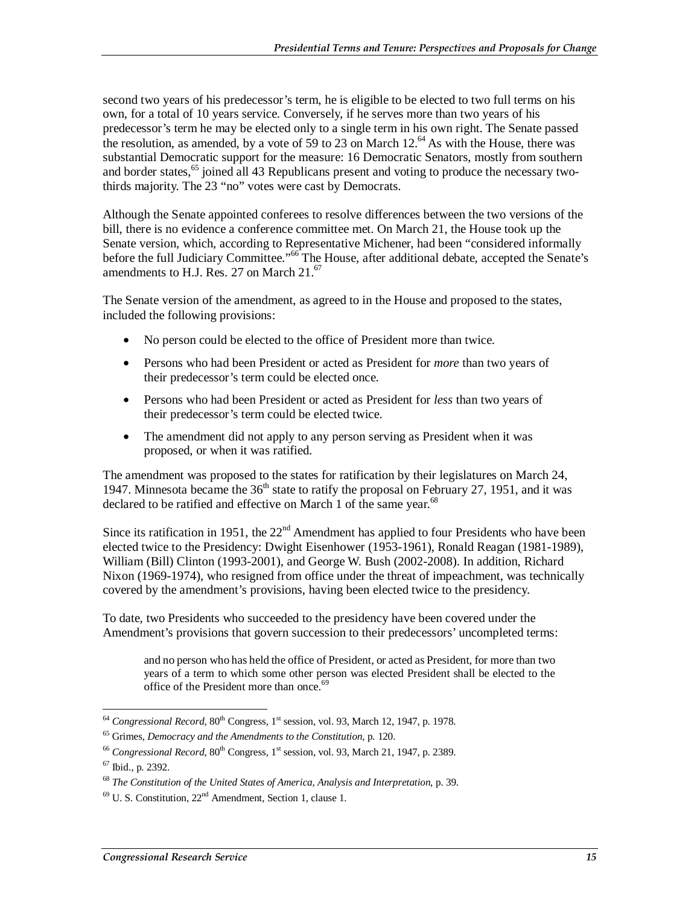second two years of his predecessor's term, he is eligible to be elected to two full terms on his own, for a total of 10 years service. Conversely, if he serves more than two years of his predecessor's term he may be elected only to a single term in his own right. The Senate passed the resolution, as amended, by a vote of 59 to 23 on March 12.[64] As with the House, there was substantial Democratic support for the measure: 16 Democratic Senators, mostly from southern and border states,[65] joined all 43 Republicans present and voting to produce the necessary two-thirds majority. The 23 "no" votes were cast by Democrats.

Although the Senate appointed conferees to resolve differences between the two versions of the bill, there is no evidence a conference committee met. On March 21, the House took up the Senate version, which, according to Representative Michener, had been "considered informally before the full Judiciary Committee."[66] The House, after additional debate, accepted the Senate's amendments to H.J. Res. 27 on March 21.[67]

The Senate version of the amendment, as agreed to in the House and proposed to the states, included the following provisions:

- No person could be elected to the office of President more than twice.
- Persons who had been President or acted as President for *more* than two years of their predecessor's term could be elected once.
- Persons who had been President or acted as President for *less* than two years of their predecessor's term could be elected twice.
- The amendment did not apply to any person serving as President when it was proposed, or when it was ratified.

The amendment was proposed to the states for ratification by their legislatures on March 24, 1947. Minnesota became the 36th state to ratify the proposal on February 27, 1951, and it was declared to be ratified and effective on March 1 of the same year.[68]

Since its ratification in 1951, the 22nd Amendment has applied to four Presidents who have been elected twice to the Presidency: Dwight Eisenhower (1953-1961), Ronald Reagan (1981-1989), William (Bill) Clinton (1993-2001), and George W. Bush (2002-2008). In addition, Richard Nixon (1969-1974), who resigned from office under the threat of impeachment, was technically covered by the amendment's provisions, having been elected twice to the presidency.

To date, two Presidents who succeeded to the presidency have been covered under the Amendment's provisions that govern succession to their predecessors' uncompleted terms:

> and no person who has held the office of President, or acted as President, for more than two years of a term to which some other person was elected President shall be elected to the office of the President more than once.[69]

---

[64] *Congressional Record*, 80th Congress, 1st session, vol. 93, March 12, 1947, p. 1978.

[65] Grimes, *Democracy and the Amendments to the Constitution*, p. 120.

[66] *Congressional Record*, 80th Congress, 1st session, vol. 93, March 21, 1947, p. 2389.

[67] Ibid., p. 2392.

[68] *The Constitution of the United States of America, Analysis and Interpretation*, p. 39.

[69] U. S. Constitution, 22nd Amendment, Section 1, clause 1.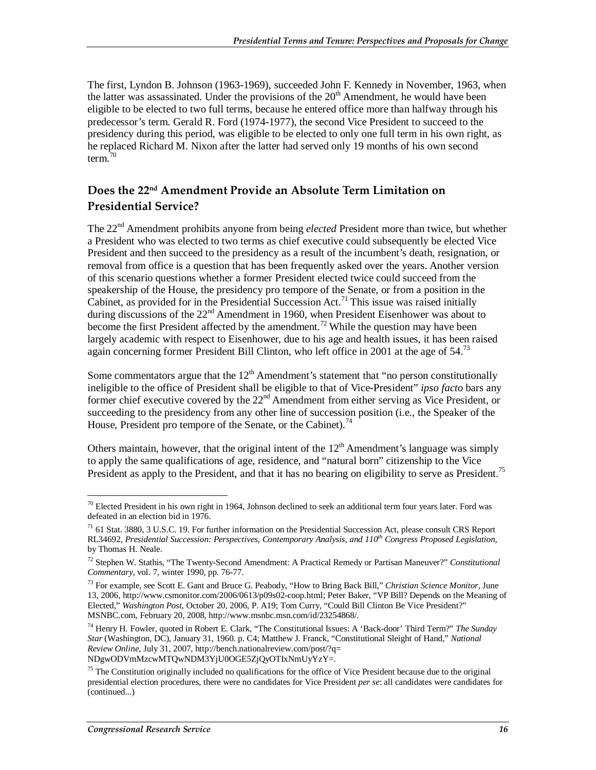The first, Lyndon B. Johnson (1963-1969), succeeded John F. Kennedy in November, 1963, when the latter was assassinated. Under the provisions of the 20th Amendment, he would have been eligible to be elected to two full terms, because he entered office more than halfway through his predecessor's term. Gerald R. Ford (1974-1977), the second Vice President to succeed to the presidency during this period, was eligible to be elected to only one full term in his own right, as he replaced Richard M. Nixon after the latter had served only 19 months of his own second term.[70]

## Does the 22nd Amendment Provide an Absolute Term Limitation on Presidential Service?

The 22nd Amendment prohibits anyone from being *elected* President more than twice, but whether a President who was elected to two terms as chief executive could subsequently be elected Vice President and then succeed to the presidency as a result of the incumbent's death, resignation, or removal from office is a question that has been frequently asked over the years. Another version of this scenario questions whether a former President elected twice could succeed from the speakership of the House, the presidency pro tempore of the Senate, or from a position in the Cabinet, as provided for in the Presidential Succession Act.[71] This issue was raised initially during discussions of the 22nd Amendment in 1960, when President Eisenhower was about to become the first President affected by the amendment.[72] While the question may have been largely academic with respect to Eisenhower, due to his age and health issues, it has been raised again concerning former President Bill Clinton, who left office in 2001 at the age of 54.[73]

Some commentators argue that the 12th Amendment's statement that "no person constitutionally ineligible to the office of President shall be eligible to that of Vice-President" *ipso facto* bars any former chief executive covered by the 22nd Amendment from either serving as Vice President, or succeeding to the presidency from any other line of succession position (i.e., the Speaker of the House, President pro tempore of the Senate, or the Cabinet).[74]

Others maintain, however, that the original intent of the 12th Amendment's language was simply to apply the same qualifications of age, residence, and "natural born" citizenship to the Vice President as apply to the President, and that it has no bearing on eligibility to serve as President.[75]

---

[70] Elected President in his own right in 1964, Johnson declined to seek an additional term four years later. Ford was defeated in an election bid in 1976.

[71] 61 Stat. 3880, 3 U.S.C. 19. For further information on the Presidential Succession Act, please consult CRS Report RL34692, *Presidential Succession: Perspectives, Contemporary Analysis, and 110th Congress Proposed Legislation*, by Thomas H. Neale.

[72] Stephen W. Stathis, "The Twenty-Second Amendment: A Practical Remedy or Partisan Maneuver?" *Constitutional Commentary*, vol. 7, winter 1990, pp. 76-77.

[73] For example, see Scott E. Gant and Bruce G. Peabody, "How to Bring Back Bill," *Christian Science Monitor*, June 13, 2006, http://www.csmonitor.com/2006/0613/p09s02-coop.html; Peter Baker, "VP Bill? Depends on the Meaning of Elected," *Washington Post*, October 20, 2006, P. A19; Tom Curry, "Could Bill Clinton Be Vice President?" MSNBC.com, February 20, 2008, http://www.msnbc.msn.com/id/23254868/.

[74] Henry H. Fowler, quoted in Robert E. Clark, "The Constitutional Issues: A 'Back-door' Third Term?" *The Sunday Star* (Washington, DC), January 31, 1960. p. C4; Matthew J. Franck, "Constitutional Sleight of Hand," *National Review Online*, July 31, 2007, http://bench.nationalreview.com/post/?q=NDgwODVmMzcwMTQwNDM3YjU0OGE5ZjQyOTIxNmUyYzY=.

[75] The Constitution originally included no qualifications for the office of Vice President because due to the original presidential election procedures, there were no candidates for Vice President *per se*: all candidates were candidates for (continued...)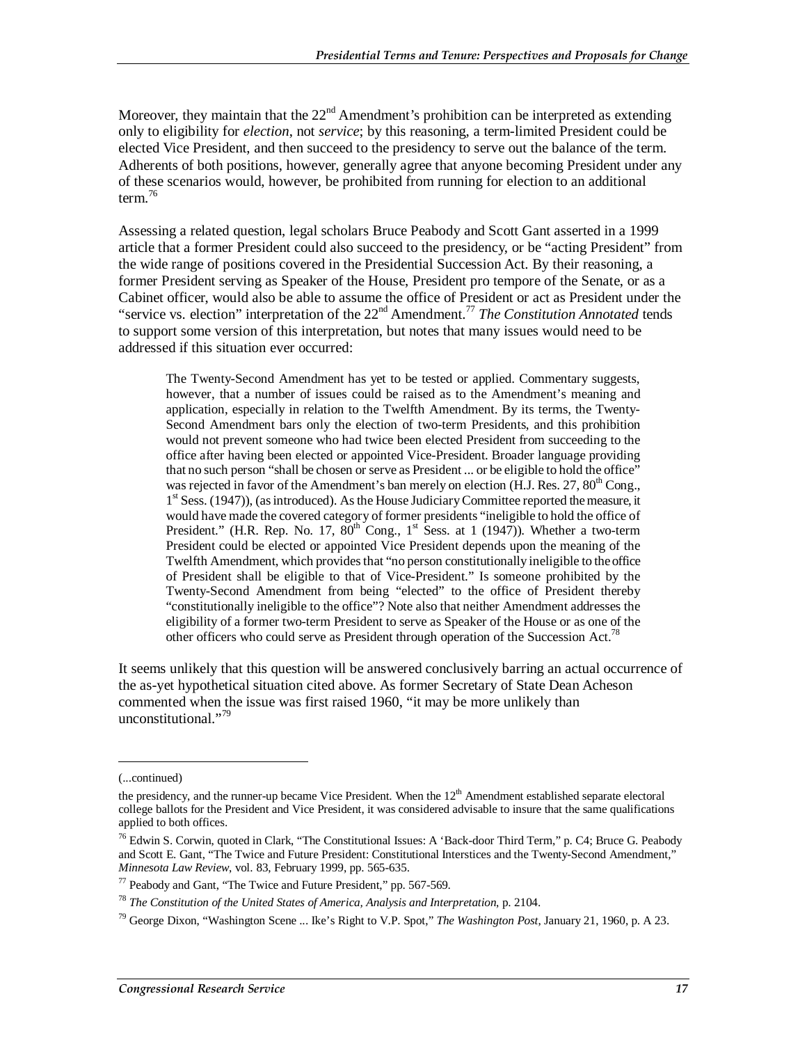Moreover, they maintain that the 22nd Amendment's prohibition can be interpreted as extending only to eligibility for *election*, not *service*; by this reasoning, a term-limited President could be elected Vice President, and then succeed to the presidency to serve out the balance of the term. Adherents of both positions, however, generally agree that anyone becoming President under any of these scenarios would, however, be prohibited from running for election to an additional term.[76]

Assessing a related question, legal scholars Bruce Peabody and Scott Gant asserted in a 1999 article that a former President could also succeed to the presidency, or be "acting President" from the wide range of positions covered in the Presidential Succession Act. By their reasoning, a former President serving as Speaker of the House, President pro tempore of the Senate, or as a Cabinet officer, would also be able to assume the office of President or act as President under the "service vs. election" interpretation of the 22nd Amendment.[77] *The Constitution Annotated* tends to support some version of this interpretation, but notes that many issues would need to be addressed if this situation ever occurred:

> The Twenty-Second Amendment has yet to be tested or applied. Commentary suggests, however, that a number of issues could be raised as to the Amendment's meaning and application, especially in relation to the Twelfth Amendment. By its terms, the Twenty-Second Amendment bars only the election of two-term Presidents, and this prohibition would not prevent someone who had twice been elected President from succeeding to the office after having been elected or appointed Vice-President. Broader language providing that no such person "shall be chosen or serve as President ... or be eligible to hold the office" was rejected in favor of the Amendment's ban merely on election (H.J. Res. 27, 80th Cong., 1st Sess. (1947)), (as introduced). As the House Judiciary Committee reported the measure, it would have made the covered category of former presidents "ineligible to hold the office of President." (H.R. Rep. No. 17, 80th Cong., 1st Sess. at 1 (1947)). Whether a two-term President could be elected or appointed Vice President depends upon the meaning of the Twelfth Amendment, which provides that "no person constitutionally ineligible to the office of President shall be eligible to that of Vice-President." Is someone prohibited by the Twenty-Second Amendment from being "elected" to the office of President thereby "constitutionally ineligible to the office"? Note also that neither Amendment addresses the eligibility of a former two-term President to serve as Speaker of the House or as one of the other officers who could serve as President through operation of the Succession Act.[78]

It seems unlikely that this question will be answered conclusively barring an actual occurrence of the as-yet hypothetical situation cited above. As former Secretary of State Dean Acheson commented when the issue was first raised 1960, "it may be more unlikely than unconstitutional."[79]

---

(...continued)

the presidency, and the runner-up became Vice President. When the 12th Amendment established separate electoral college ballots for the President and Vice President, it was considered advisable to insure that the same qualifications applied to both offices.

[76] Edwin S. Corwin, quoted in Clark, "The Constitutional Issues: A 'Back-door Third Term," p. C4; Bruce G. Peabody and Scott E. Gant, "The Twice and Future President: Constitutional Interstices and the Twenty-Second Amendment," *Minnesota Law Review*, vol. 83, February 1999, pp. 565-635.

[77] Peabody and Gant, "The Twice and Future President," pp. 567-569.

[78] *The Constitution of the United States of America, Analysis and Interpretation*, p. 2104.

[79] George Dixon, "Washington Scene ... Ike's Right to V.P. Spot," *The Washington Post*, January 21, 1960, p. A 23.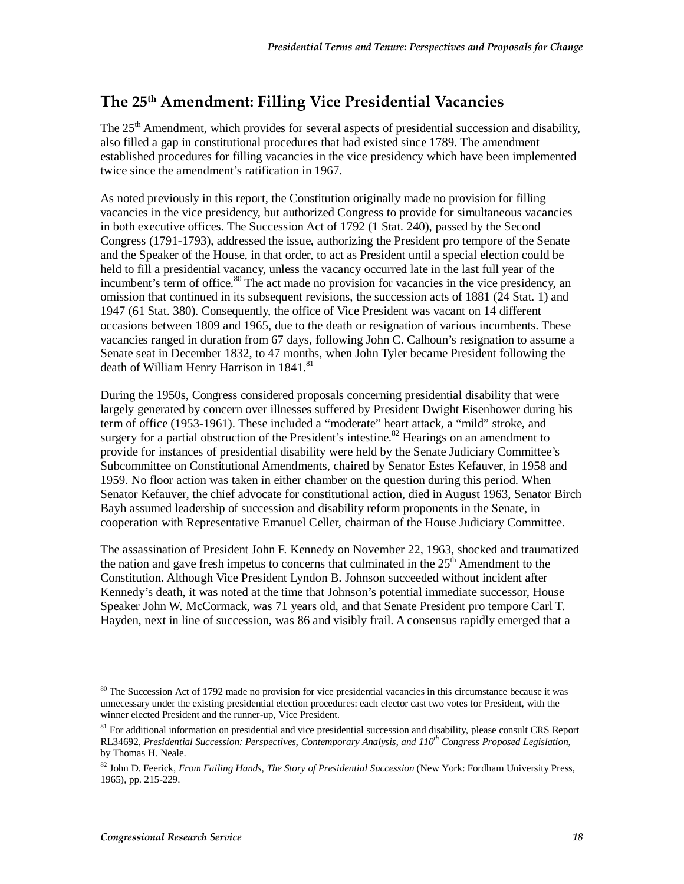## The 25th Amendment: Filling Vice Presidential Vacancies

The 25th Amendment, which provides for several aspects of presidential succession and disability, also filled a gap in constitutional procedures that had existed since 1789. The amendment established procedures for filling vacancies in the vice presidency which have been implemented twice since the amendment's ratification in 1967.

As noted previously in this report, the Constitution originally made no provision for filling vacancies in the vice presidency, but authorized Congress to provide for simultaneous vacancies in both executive offices. The Succession Act of 1792 (1 Stat. 240), passed by the Second Congress (1791-1793), addressed the issue, authorizing the President pro tempore of the Senate and the Speaker of the House, in that order, to act as President until a special election could be held to fill a presidential vacancy, unless the vacancy occurred late in the last full year of the incumbent's term of office.[80] The act made no provision for vacancies in the vice presidency, an omission that continued in its subsequent revisions, the succession acts of 1881 (24 Stat. 1) and 1947 (61 Stat. 380). Consequently, the office of Vice President was vacant on 14 different occasions between 1809 and 1965, due to the death or resignation of various incumbents. These vacancies ranged in duration from 67 days, following John C. Calhoun's resignation to assume a Senate seat in December 1832, to 47 months, when John Tyler became President following the death of William Henry Harrison in 1841.[81]

During the 1950s, Congress considered proposals concerning presidential disability that were largely generated by concern over illnesses suffered by President Dwight Eisenhower during his term of office (1953-1961). These included a "moderate" heart attack, a "mild" stroke, and surgery for a partial obstruction of the President's intestine.[82] Hearings on an amendment to provide for instances of presidential disability were held by the Senate Judiciary Committee's Subcommittee on Constitutional Amendments, chaired by Senator Estes Kefauver, in 1958 and 1959. No floor action was taken in either chamber on the question during this period. When Senator Kefauver, the chief advocate for constitutional action, died in August 1963, Senator Birch Bayh assumed leadership of succession and disability reform proponents in the Senate, in cooperation with Representative Emanuel Celler, chairman of the House Judiciary Committee.

The assassination of President John F. Kennedy on November 22, 1963, shocked and traumatized the nation and gave fresh impetus to concerns that culminated in the 25th Amendment to the Constitution. Although Vice President Lyndon B. Johnson succeeded without incident after Kennedy's death, it was noted at the time that Johnson's potential immediate successor, House Speaker John W. McCormack, was 71 years old, and that Senate President pro tempore Carl T. Hayden, next in line of succession, was 86 and visibly frail. A consensus rapidly emerged that a

---

[80] The Succession Act of 1792 made no provision for vice presidential vacancies in this circumstance because it was unnecessary under the existing presidential election procedures: each elector cast two votes for President, with the winner elected President and the runner-up, Vice President.

[81] For additional information on presidential and vice presidential succession and disability, please consult CRS Report RL34692, *Presidential Succession: Perspectives, Contemporary Analysis, and 110th Congress Proposed Legislation,* by Thomas H. Neale.

[82] John D. Feerick, *From Failing Hands, The Story of Presidential Succession* (New York: Fordham University Press, 1965), pp. 215-229.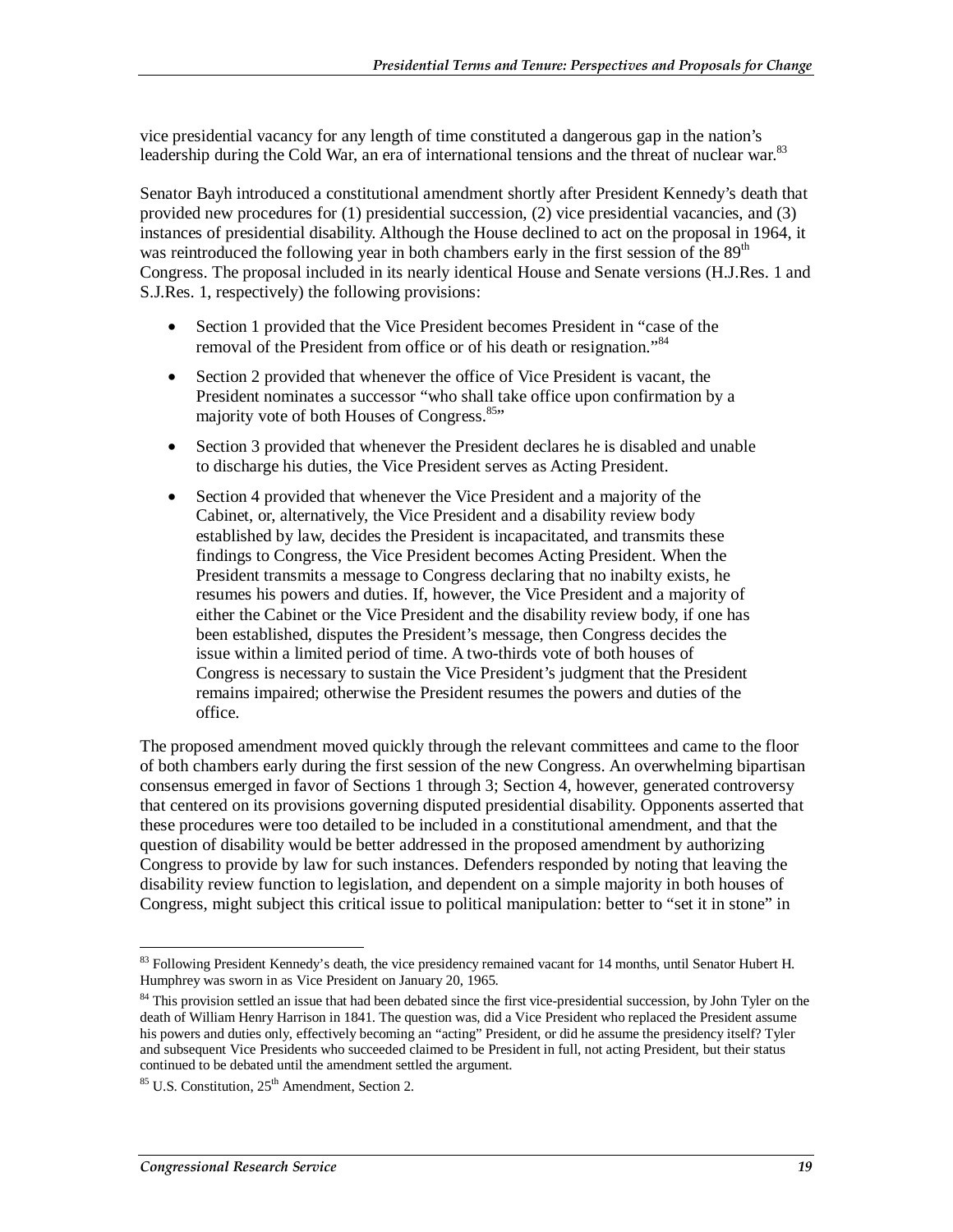vice presidential vacancy for any length of time constituted a dangerous gap in the nation's leadership during the Cold War, an era of international tensions and the threat of nuclear war.[83]

Senator Bayh introduced a constitutional amendment shortly after President Kennedy's death that provided new procedures for (1) presidential succession, (2) vice presidential vacancies, and (3) instances of presidential disability. Although the House declined to act on the proposal in 1964, it was reintroduced the following year in both chambers early in the first session of the 89th Congress. The proposal included in its nearly identical House and Senate versions (H.J.Res. 1 and S.J.Res. 1, respectively) the following provisions:

- Section 1 provided that the Vice President becomes President in "case of the removal of the President from office or of his death or resignation."[84]
- Section 2 provided that whenever the office of Vice President is vacant, the President nominates a successor "who shall take office upon confirmation by a majority vote of both Houses of Congress.[85]"
- Section 3 provided that whenever the President declares he is disabled and unable to discharge his duties, the Vice President serves as Acting President.
- Section 4 provided that whenever the Vice President and a majority of the Cabinet, or, alternatively, the Vice President and a disability review body established by law, decides the President is incapacitated, and transmits these findings to Congress, the Vice President becomes Acting President. When the President transmits a message to Congress declaring that no inabilty exists, he resumes his powers and duties. If, however, the Vice President and a majority of either the Cabinet or the Vice President and the disability review body, if one has been established, disputes the President's message, then Congress decides the issue within a limited period of time. A two-thirds vote of both houses of Congress is necessary to sustain the Vice President's judgment that the President remains impaired; otherwise the President resumes the powers and duties of the office.

The proposed amendment moved quickly through the relevant committees and came to the floor of both chambers early during the first session of the new Congress. An overwhelming bipartisan consensus emerged in favor of Sections 1 through 3; Section 4, however, generated controversy that centered on its provisions governing disputed presidential disability. Opponents asserted that these procedures were too detailed to be included in a constitutional amendment, and that the question of disability would be better addressed in the proposed amendment by authorizing Congress to provide by law for such instances. Defenders responded by noting that leaving the disability review function to legislation, and dependent on a simple majority in both houses of Congress, might subject this critical issue to political manipulation: better to "set it in stone" in

[83] Following President Kennedy's death, the vice presidency remained vacant for 14 months, until Senator Hubert H. Humphrey was sworn in as Vice President on January 20, 1965.

[84] This provision settled an issue that had been debated since the first vice-presidential succession, by John Tyler on the death of William Henry Harrison in 1841. The question was, did a Vice President who replaced the President assume his powers and duties only, effectively becoming an "acting" President, or did he assume the presidency itself? Tyler and subsequent Vice Presidents who succeeded claimed to be President in full, not acting President, but their status continued to be debated until the amendment settled the argument.

[85] U.S. Constitution, 25th Amendment, Section 2.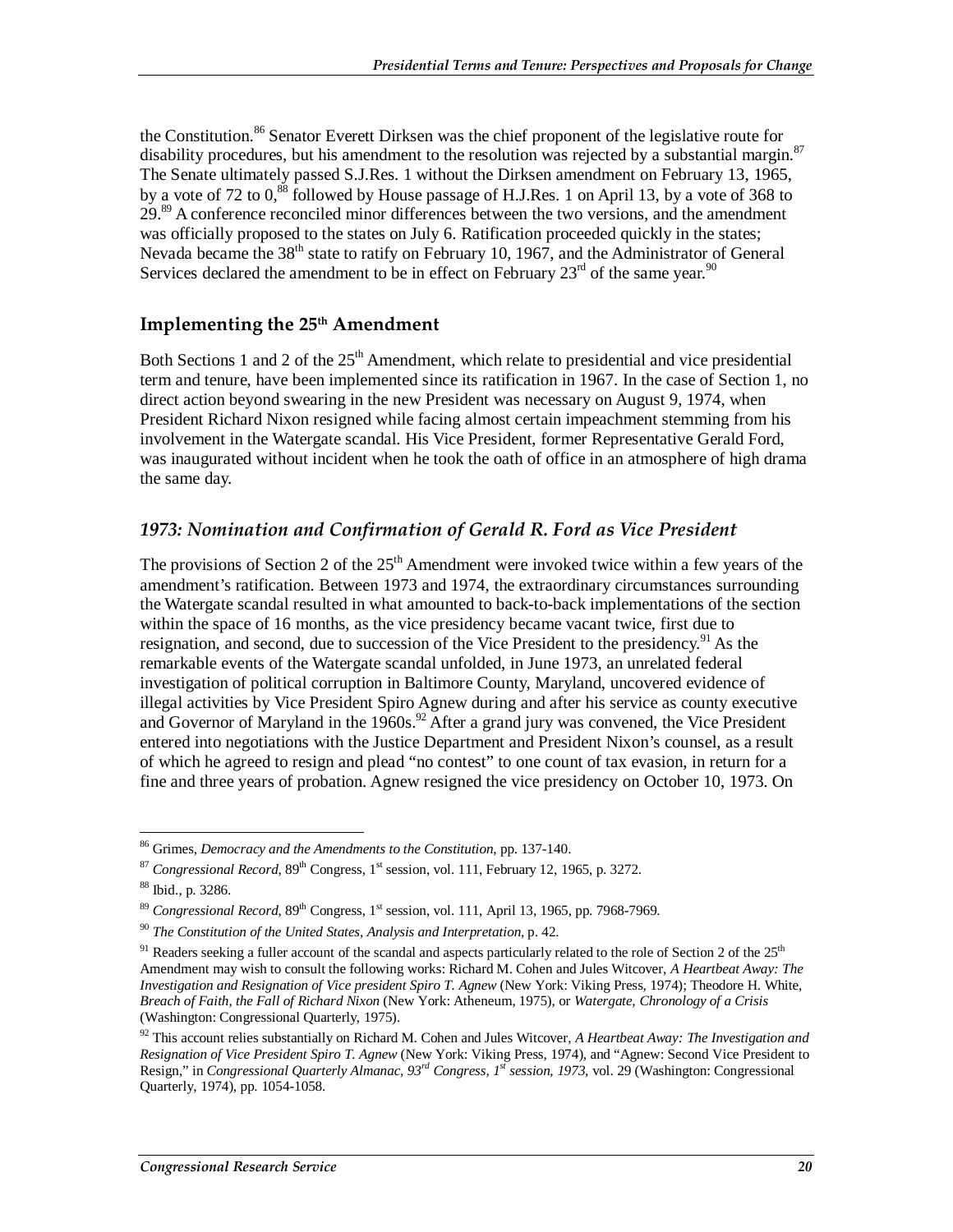the Constitution.[86] Senator Everett Dirksen was the chief proponent of the legislative route for disability procedures, but his amendment to the resolution was rejected by a substantial margin.[87] The Senate ultimately passed S.J.Res. 1 without the Dirksen amendment on February 13, 1965, by a vote of 72 to 0,[88] followed by House passage of H.J.Res. 1 on April 13, by a vote of 368 to 29.[89] A conference reconciled minor differences between the two versions, and the amendment was officially proposed to the states on July 6. Ratification proceeded quickly in the states; Nevada became the 38th state to ratify on February 10, 1967, and the Administrator of General Services declared the amendment to be in effect on February 23rd of the same year.[90]

## Implementing the 25th Amendment

Both Sections 1 and 2 of the 25th Amendment, which relate to presidential and vice presidential term and tenure, have been implemented since its ratification in 1967. In the case of Section 1, no direct action beyond swearing in the new President was necessary on August 9, 1974, when President Richard Nixon resigned while facing almost certain impeachment stemming from his involvement in the Watergate scandal. His Vice President, former Representative Gerald Ford, was inaugurated without incident when he took the oath of office in an atmosphere of high drama the same day.

### *1973: Nomination and Confirmation of Gerald R. Ford as Vice President*

The provisions of Section 2 of the 25th Amendment were invoked twice within a few years of the amendment's ratification. Between 1973 and 1974, the extraordinary circumstances surrounding the Watergate scandal resulted in what amounted to back-to-back implementations of the section within the space of 16 months, as the vice presidency became vacant twice, first due to resignation, and second, due to succession of the Vice President to the presidency.[91] As the remarkable events of the Watergate scandal unfolded, in June 1973, an unrelated federal investigation of political corruption in Baltimore County, Maryland, uncovered evidence of illegal activities by Vice President Spiro Agnew during and after his service as county executive and Governor of Maryland in the 1960s.[92] After a grand jury was convened, the Vice President entered into negotiations with the Justice Department and President Nixon's counsel, as a result of which he agreed to resign and plead "no contest" to one count of tax evasion, in return for a fine and three years of probation. Agnew resigned the vice presidency on October 10, 1973. On

---

[86] Grimes, *Democracy and the Amendments to the Constitution*, pp. 137-140.

[87] *Congressional Record*, 89th Congress, 1st session, vol. 111, February 12, 1965, p. 3272.

[88] Ibid., p. 3286.

[89] *Congressional Record*, 89th Congress, 1st session, vol. 111, April 13, 1965, pp. 7968-7969.

[90] *The Constitution of the United States, Analysis and Interpretation*, p. 42.

[91] Readers seeking a fuller account of the scandal and aspects particularly related to the role of Section 2 of the 25th Amendment may wish to consult the following works: Richard M. Cohen and Jules Witcover, *A Heartbeat Away: The Investigation and Resignation of Vice president Spiro T. Agnew* (New York: Viking Press, 1974); Theodore H. White, *Breach of Faith, the Fall of Richard Nixon* (New York: Atheneum, 1975), or *Watergate, Chronology of a Crisis* (Washington: Congressional Quarterly, 1975).

[92] This account relies substantially on Richard M. Cohen and Jules Witcover, *A Heartbeat Away: The Investigation and Resignation of Vice President Spiro T. Agnew* (New York: Viking Press, 1974), and "Agnew: Second Vice President to Resign," in *Congressional Quarterly Almanac, 93rd Congress, 1st session, 1973*, vol. 29 (Washington: Congressional Quarterly, 1974), pp. 1054-1058.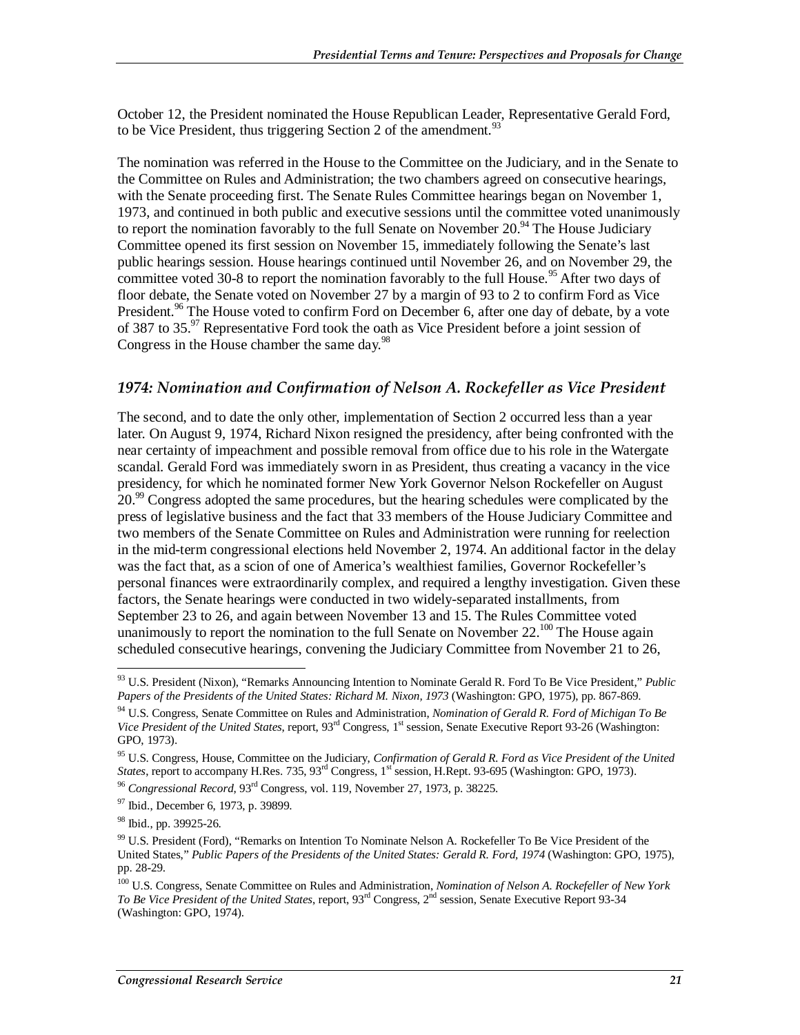October 12, the President nominated the House Republican Leader, Representative Gerald Ford, to be Vice President, thus triggering Section 2 of the amendment.[93]

The nomination was referred in the House to the Committee on the Judiciary, and in the Senate to the Committee on Rules and Administration; the two chambers agreed on consecutive hearings, with the Senate proceeding first. The Senate Rules Committee hearings began on November 1, 1973, and continued in both public and executive sessions until the committee voted unanimously to report the nomination favorably to the full Senate on November 20.[94] The House Judiciary Committee opened its first session on November 15, immediately following the Senate's last public hearings session. House hearings continued until November 26, and on November 29, the committee voted 30-8 to report the nomination favorably to the full House.[95] After two days of floor debate, the Senate voted on November 27 by a margin of 93 to 2 to confirm Ford as Vice President.[96] The House voted to confirm Ford on December 6, after one day of debate, by a vote of 387 to 35.[97] Representative Ford took the oath as Vice President before a joint session of Congress in the House chamber the same day.[98]

### 1974: Nomination and Confirmation of Nelson A. Rockefeller as Vice President

The second, and to date the only other, implementation of Section 2 occurred less than a year later. On August 9, 1974, Richard Nixon resigned the presidency, after being confronted with the near certainty of impeachment and possible removal from office due to his role in the Watergate scandal. Gerald Ford was immediately sworn in as President, thus creating a vacancy in the vice presidency, for which he nominated former New York Governor Nelson Rockefeller on August 20.[99] Congress adopted the same procedures, but the hearing schedules were complicated by the press of legislative business and the fact that 33 members of the House Judiciary Committee and two members of the Senate Committee on Rules and Administration were running for reelection in the mid-term congressional elections held November 2, 1974. An additional factor in the delay was the fact that, as a scion of one of America's wealthiest families, Governor Rockefeller's personal finances were extraordinarily complex, and required a lengthy investigation. Given these factors, the Senate hearings were conducted in two widely-separated installments, from September 23 to 26, and again between November 13 and 15. The Rules Committee voted unanimously to report the nomination to the full Senate on November 22.[100] The House again scheduled consecutive hearings, convening the Judiciary Committee from November 21 to 26,

---

[93] U.S. President (Nixon), "Remarks Announcing Intention to Nominate Gerald R. Ford To Be Vice President," *Public Papers of the Presidents of the United States: Richard M. Nixon, 1973* (Washington: GPO, 1975), pp. 867-869.

[94] U.S. Congress, Senate Committee on Rules and Administration, *Nomination of Gerald R. Ford of Michigan To Be Vice President of the United States*, report, 93rd Congress, 1st session, Senate Executive Report 93-26 (Washington: GPO, 1973).

[95] U.S. Congress, House, Committee on the Judiciary, *Confirmation of Gerald R. Ford as Vice President of the United States*, report to accompany H.Res. 735, 93rd Congress, 1st session, H.Rept. 93-695 (Washington: GPO, 1973).

[96] *Congressional Record*, 93rd Congress, vol. 119, November 27, 1973, p. 38225.

[97] Ibid., December 6, 1973, p. 39899.

[98] Ibid., pp. 39925-26.

[99] U.S. President (Ford), "Remarks on Intention To Nominate Nelson A. Rockefeller To Be Vice President of the United States," *Public Papers of the Presidents of the United States: Gerald R. Ford, 1974* (Washington: GPO, 1975), pp. 28-29.

[100] U.S. Congress, Senate Committee on Rules and Administration, *Nomination of Nelson A. Rockefeller of New York To Be Vice President of the United States*, report, 93rd Congress, 2nd session, Senate Executive Report 93-34 (Washington: GPO, 1974).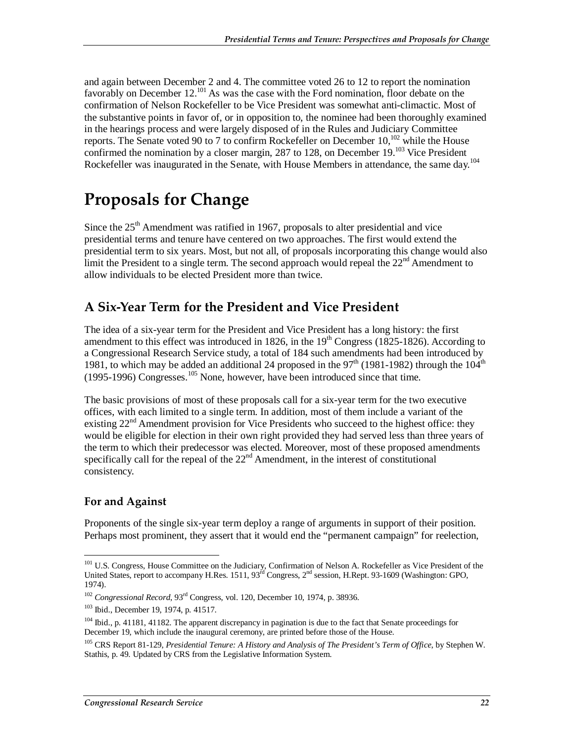and again between December 2 and 4. The committee voted 26 to 12 to report the nomination favorably on December 12.[101] As was the case with the Ford nomination, floor debate on the confirmation of Nelson Rockefeller to be Vice President was somewhat anti-climactic. Most of the substantive points in favor of, or in opposition to, the nominee had been thoroughly examined in the hearings process and were largely disposed of in the Rules and Judiciary Committee reports. The Senate voted 90 to 7 to confirm Rockefeller on December 10,[102] while the House confirmed the nomination by a closer margin, 287 to 128, on December 19.[103] Vice President Rockefeller was inaugurated in the Senate, with House Members in attendance, the same day.[104]

# Proposals for Change

Since the 25th Amendment was ratified in 1967, proposals to alter presidential and vice presidential terms and tenure have centered on two approaches. The first would extend the presidential term to six years. Most, but not all, of proposals incorporating this change would also limit the President to a single term. The second approach would repeal the 22nd Amendment to allow individuals to be elected President more than twice.

## A Six-Year Term for the President and Vice President

The idea of a six-year term for the President and Vice President has a long history: the first amendment to this effect was introduced in 1826, in the 19th Congress (1825-1826). According to a Congressional Research Service study, a total of 184 such amendments had been introduced by 1981, to which may be added an additional 24 proposed in the 97th (1981-1982) through the 104th (1995-1996) Congresses.[105] None, however, have been introduced since that time.

The basic provisions of most of these proposals call for a six-year term for the two executive offices, with each limited to a single term. In addition, most of them include a variant of the existing 22nd Amendment provision for Vice Presidents who succeed to the highest office: they would be eligible for election in their own right provided they had served less than three years of the term to which their predecessor was elected. Moreover, most of these proposed amendments specifically call for the repeal of the 22nd Amendment, in the interest of constitutional consistency.

### For and Against

Proponents of the single six-year term deploy a range of arguments in support of their position. Perhaps most prominent, they assert that it would end the "permanent campaign" for reelection,

---

[101] U.S. Congress, House Committee on the Judiciary, Confirmation of Nelson A. Rockefeller as Vice President of the United States, report to accompany H.Res. 1511, 93rd Congress, 2nd session, H.Rept. 93-1609 (Washington: GPO, 1974).

[102] *Congressional Record*, 93rd Congress, vol. 120, December 10, 1974, p. 38936.

[103] Ibid., December 19, 1974, p. 41517.

[104] Ibid., p. 41181, 41182. The apparent discrepancy in pagination is due to the fact that Senate proceedings for December 19, which include the inaugural ceremony, are printed before those of the House.

[105] CRS Report 81-129, *Presidential Tenure: A History and Analysis of The President's Term of Office*, by Stephen W. Stathis, p. 49. Updated by CRS from the Legislative Information System.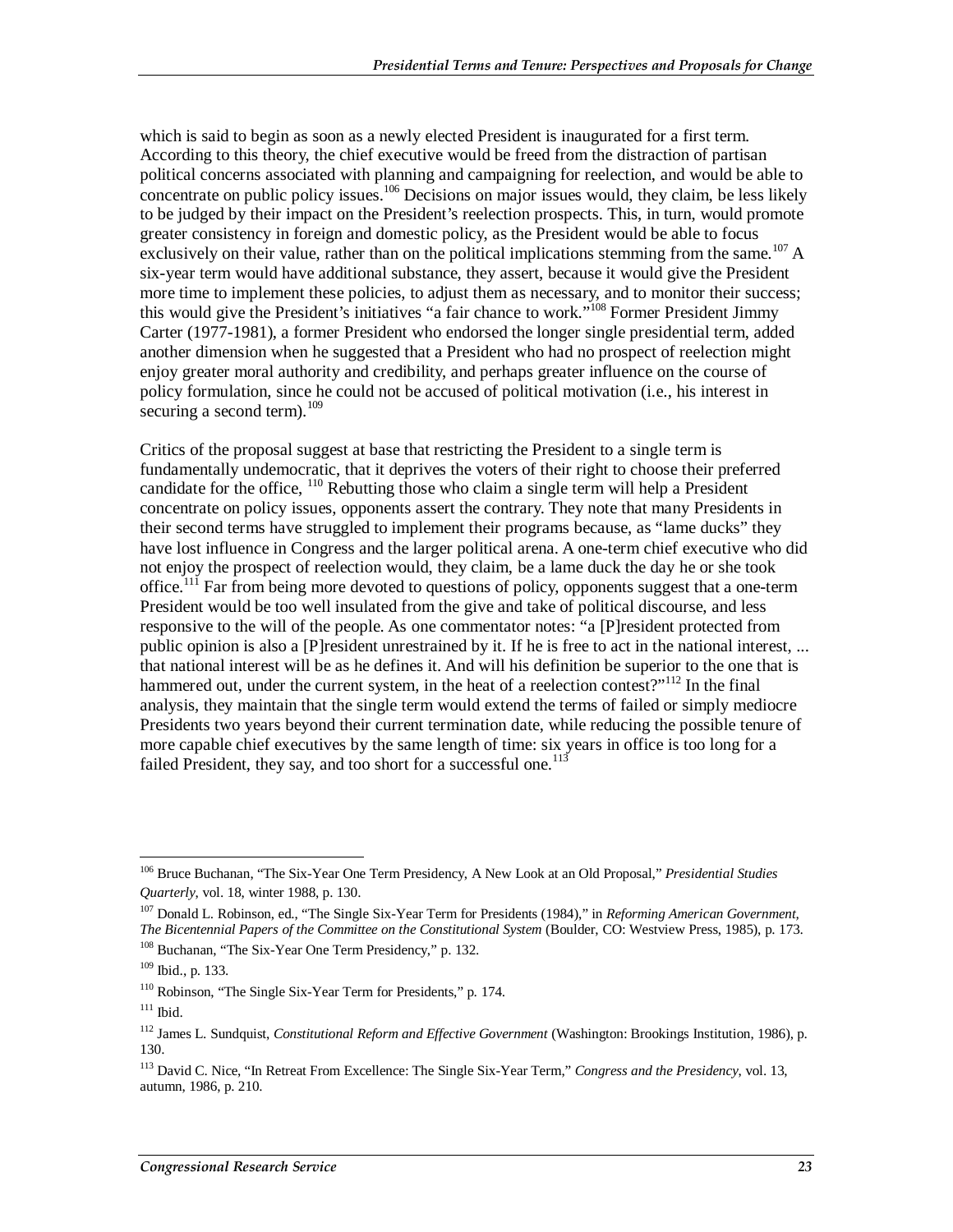which is said to begin as soon as a newly elected President is inaugurated for a first term. According to this theory, the chief executive would be freed from the distraction of partisan political concerns associated with planning and campaigning for reelection, and would be able to concentrate on public policy issues.[106] Decisions on major issues would, they claim, be less likely to be judged by their impact on the President's reelection prospects. This, in turn, would promote greater consistency in foreign and domestic policy, as the President would be able to focus exclusively on their value, rather than on the political implications stemming from the same.[107] A six-year term would have additional substance, they assert, because it would give the President more time to implement these policies, to adjust them as necessary, and to monitor their success; this would give the President's initiatives "a fair chance to work."[108] Former President Jimmy Carter (1977-1981), a former President who endorsed the longer single presidential term, added another dimension when he suggested that a President who had no prospect of reelection might enjoy greater moral authority and credibility, and perhaps greater influence on the course of policy formulation, since he could not be accused of political motivation (i.e., his interest in securing a second term).[109]

Critics of the proposal suggest at base that restricting the President to a single term is fundamentally undemocratic, that it deprives the voters of their right to choose their preferred candidate for the office, [110] Rebutting those who claim a single term will help a President concentrate on policy issues, opponents assert the contrary. They note that many Presidents in their second terms have struggled to implement their programs because, as "lame ducks" they have lost influence in Congress and the larger political arena. A one-term chief executive who did not enjoy the prospect of reelection would, they claim, be a lame duck the day he or she took office.[111] Far from being more devoted to questions of policy, opponents suggest that a one-term President would be too well insulated from the give and take of political discourse, and less responsive to the will of the people. As one commentator notes: "a [P]resident protected from public opinion is also a [P]resident unrestrained by it. If he is free to act in the national interest, ... that national interest will be as he defines it. And will his definition be superior to the one that is hammered out, under the current system, in the heat of a reelection contest?"[112] In the final analysis, they maintain that the single term would extend the terms of failed or simply mediocre Presidents two years beyond their current termination date, while reducing the possible tenure of more capable chief executives by the same length of time: six years in office is too long for a failed President, they say, and too short for a successful one.[113]

---

[106] Bruce Buchanan, "The Six-Year One Term Presidency, A New Look at an Old Proposal," *Presidential Studies Quarterly*, vol. 18, winter 1988, p. 130.

[107] Donald L. Robinson, ed., "The Single Six-Year Term for Presidents (1984)," in *Reforming American Government, The Bicentennial Papers of the Committee on the Constitutional System* (Boulder, CO: Westview Press, 1985), p. 173.

[108] Buchanan, "The Six-Year One Term Presidency," p. 132.

[109] Ibid., p. 133.

[110] Robinson, "The Single Six-Year Term for Presidents," p. 174.

[111] Ibid.

[112] James L. Sundquist, *Constitutional Reform and Effective Government* (Washington: Brookings Institution, 1986), p. 130.

[113] David C. Nice, "In Retreat From Excellence: The Single Six-Year Term," *Congress and the Presidency*, vol. 13, autumn, 1986, p. 210.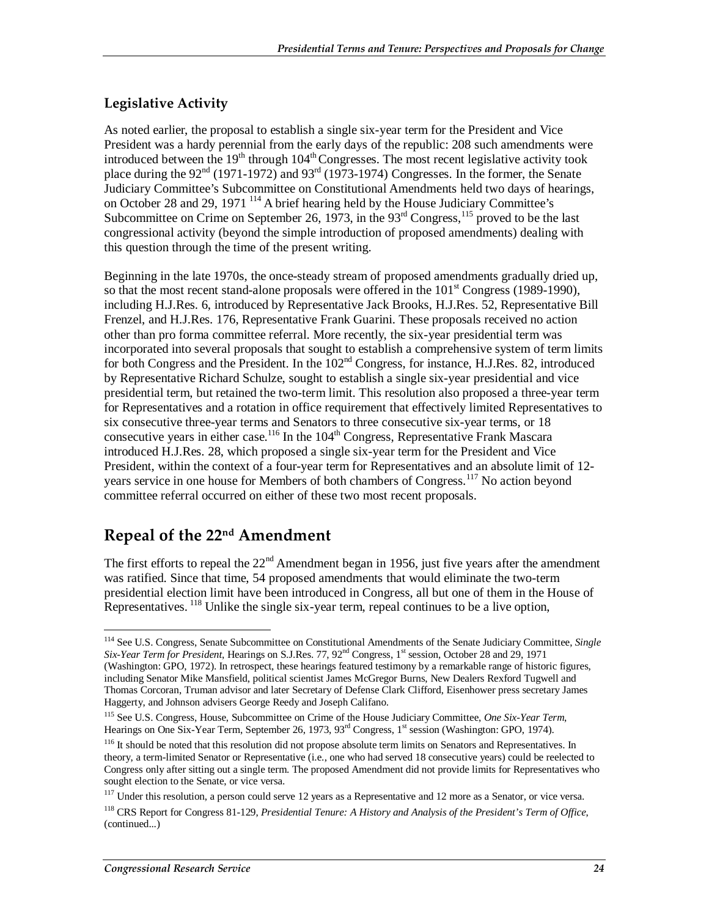## Legislative Activity

As noted earlier, the proposal to establish a single six-year term for the President and Vice President was a hardy perennial from the early days of the republic: 208 such amendments were introduced between the 19th through 104th Congresses. The most recent legislative activity took place during the 92nd (1971-1972) and 93rd (1973-1974) Congresses. In the former, the Senate Judiciary Committee's Subcommittee on Constitutional Amendments held two days of hearings, on October 28 and 29, 1971 [114] A brief hearing held by the House Judiciary Committee's Subcommittee on Crime on September 26, 1973, in the 93rd Congress,[115] proved to be the last congressional activity (beyond the simple introduction of proposed amendments) dealing with this question through the time of the present writing.

Beginning in the late 1970s, the once-steady stream of proposed amendments gradually dried up, so that the most recent stand-alone proposals were offered in the 101st Congress (1989-1990), including H.J.Res. 6, introduced by Representative Jack Brooks, H.J.Res. 52, Representative Bill Frenzel, and H.J.Res. 176, Representative Frank Guarini. These proposals received no action other than pro forma committee referral. More recently, the six-year presidential term was incorporated into several proposals that sought to establish a comprehensive system of term limits for both Congress and the President. In the 102nd Congress, for instance, H.J.Res. 82, introduced by Representative Richard Schulze, sought to establish a single six-year presidential and vice presidential term, but retained the two-term limit. This resolution also proposed a three-year term for Representatives and a rotation in office requirement that effectively limited Representatives to six consecutive three-year terms and Senators to three consecutive six-year terms, or 18 consecutive years in either case.[116] In the 104th Congress, Representative Frank Mascara introduced H.J.Res. 28, which proposed a single six-year term for the President and Vice President, within the context of a four-year term for Representatives and an absolute limit of 12-years service in one house for Members of both chambers of Congress.[117] No action beyond committee referral occurred on either of these two most recent proposals.

# Repeal of the 22nd Amendment

The first efforts to repeal the 22nd Amendment began in 1956, just five years after the amendment was ratified. Since that time, 54 proposed amendments that would eliminate the two-term presidential election limit have been introduced in Congress, all but one of them in the House of Representatives. [118] Unlike the single six-year term, repeal continues to be a live option,

---

[114] See U.S. Congress, Senate Subcommittee on Constitutional Amendments of the Senate Judiciary Committee, *Single Six-Year Term for President*, Hearings on S.J.Res. 77, 92nd Congress, 1st session, October 28 and 29, 1971 (Washington: GPO, 1972). In retrospect, these hearings featured testimony by a remarkable range of historic figures, including Senator Mike Mansfield, political scientist James McGregor Burns, New Dealers Rexford Tugwell and Thomas Corcoran, Truman advisor and later Secretary of Defense Clark Clifford, Eisenhower press secretary James Haggerty, and Johnson advisers George Reedy and Joseph Califano.

[115] See U.S. Congress, House, Subcommittee on Crime of the House Judiciary Committee, *One Six-Year Term*, Hearings on One Six-Year Term, September 26, 1973, 93rd Congress, 1st session (Washington: GPO, 1974).

[116] It should be noted that this resolution did not propose absolute term limits on Senators and Representatives. In theory, a term-limited Senator or Representative (i.e., one who had served 18 consecutive years) could be reelected to Congress only after sitting out a single term. The proposed Amendment did not provide limits for Representatives who sought election to the Senate, or vice versa.

[117] Under this resolution, a person could serve 12 years as a Representative and 12 more as a Senator, or vice versa.

[118] CRS Report for Congress 81-129, *Presidential Tenure: A History and Analysis of the President's Term of Office*, (continued...)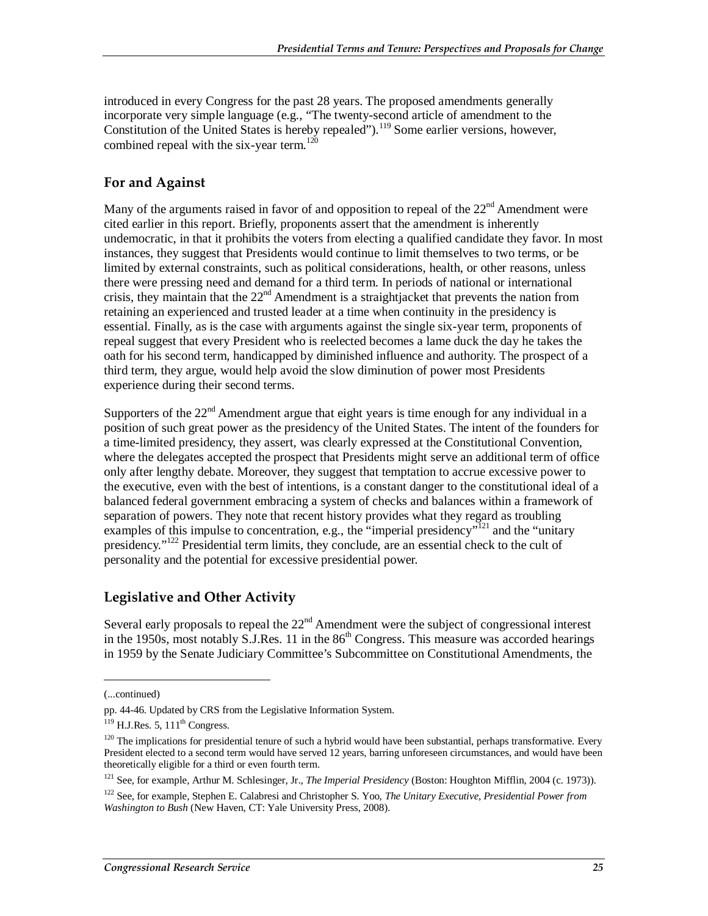introduced in every Congress for the past 28 years. The proposed amendments generally incorporate very simple language (e.g., "The twenty-second article of amendment to the Constitution of the United States is hereby repealed").[119] Some earlier versions, however, combined repeal with the six-year term.[120]

## For and Against

Many of the arguments raised in favor of and opposition to repeal of the 22nd Amendment were cited earlier in this report. Briefly, proponents assert that the amendment is inherently undemocratic, in that it prohibits the voters from electing a qualified candidate they favor. In most instances, they suggest that Presidents would continue to limit themselves to two terms, or be limited by external constraints, such as political considerations, health, or other reasons, unless there were pressing need and demand for a third term. In periods of national or international crisis, they maintain that the 22nd Amendment is a straightjacket that prevents the nation from retaining an experienced and trusted leader at a time when continuity in the presidency is essential. Finally, as is the case with arguments against the single six-year term, proponents of repeal suggest that every President who is reelected becomes a lame duck the day he takes the oath for his second term, handicapped by diminished influence and authority. The prospect of a third term, they argue, would help avoid the slow diminution of power most Presidents experience during their second terms.

Supporters of the 22nd Amendment argue that eight years is time enough for any individual in a position of such great power as the presidency of the United States. The intent of the founders for a time-limited presidency, they assert, was clearly expressed at the Constitutional Convention, where the delegates accepted the prospect that Presidents might serve an additional term of office only after lengthy debate. Moreover, they suggest that temptation to accrue excessive power to the executive, even with the best of intentions, is a constant danger to the constitutional ideal of a balanced federal government embracing a system of checks and balances within a framework of separation of powers. They note that recent history provides what they regard as troubling examples of this impulse to concentration, e.g., the "imperial presidency"[121] and the "unitary presidency."[122] Presidential term limits, they conclude, are an essential check to the cult of personality and the potential for excessive presidential power.

## Legislative and Other Activity

Several early proposals to repeal the 22nd Amendment were the subject of congressional interest in the 1950s, most notably S.J.Res. 11 in the 86th Congress. This measure was accorded hearings in 1959 by the Senate Judiciary Committee's Subcommittee on Constitutional Amendments, the

---

(...continued)

pp. 44-46. Updated by CRS from the Legislative Information System.

[119] H.J.Res. 5, 111th Congress.

[120] The implications for presidential tenure of such a hybrid would have been substantial, perhaps transformative. Every President elected to a second term would have served 12 years, barring unforeseen circumstances, and would have been theoretically eligible for a third or even fourth term.

[121] See, for example, Arthur M. Schlesinger, Jr., *The Imperial Presidency* (Boston: Houghton Mifflin, 2004 (c. 1973)).

[122] See, for example, Stephen E. Calabresi and Christopher S. Yoo, *The Unitary Executive, Presidential Power from Washington to Bush* (New Haven, CT: Yale University Press, 2008).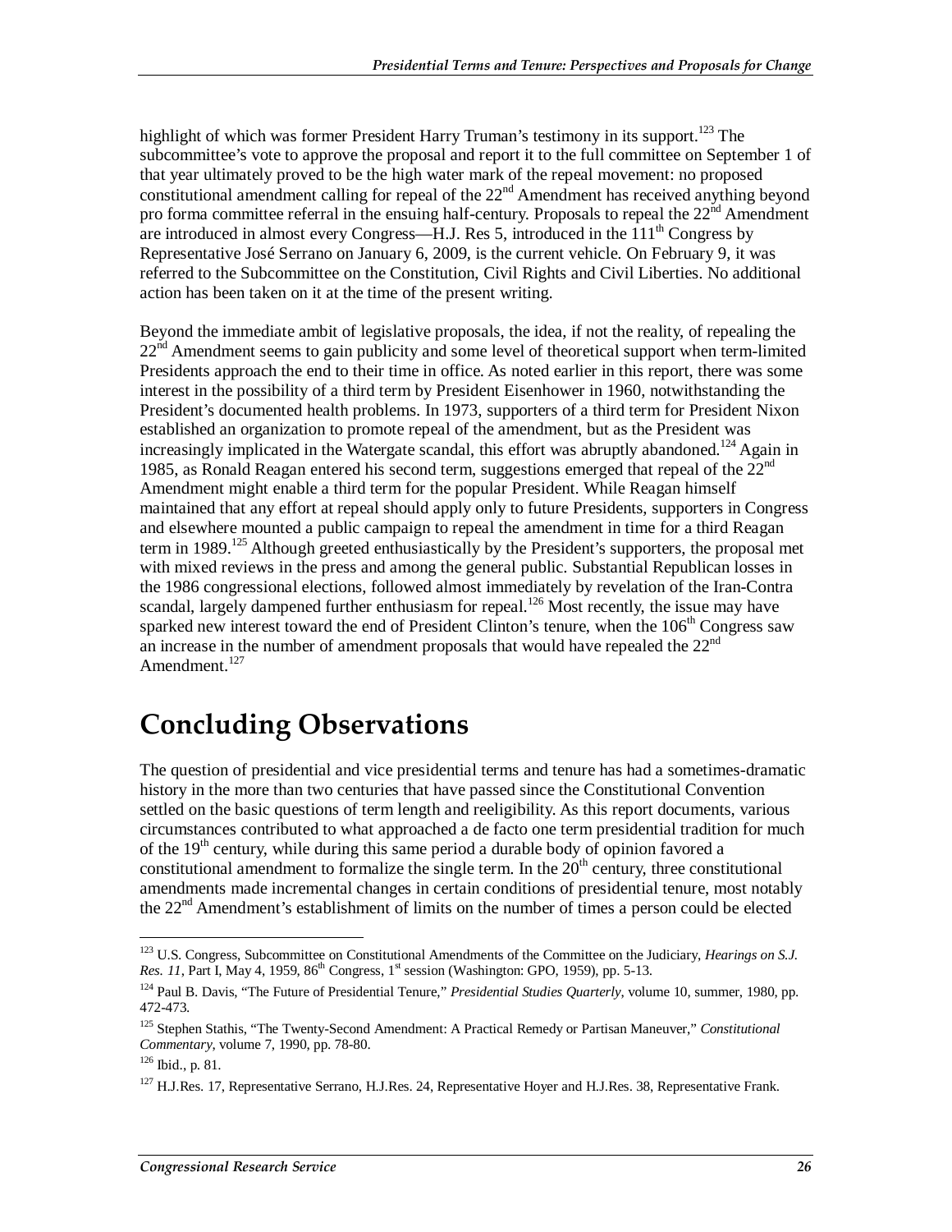highlight of which was former President Harry Truman's testimony in its support.[123] The subcommittee's vote to approve the proposal and report it to the full committee on September 1 of that year ultimately proved to be the high water mark of the repeal movement: no proposed constitutional amendment calling for repeal of the 22nd Amendment has received anything beyond pro forma committee referral in the ensuing half-century. Proposals to repeal the 22nd Amendment are introduced in almost every Congress—H.J. Res 5, introduced in the 111th Congress by Representative José Serrano on January 6, 2009, is the current vehicle. On February 9, it was referred to the Subcommittee on the Constitution, Civil Rights and Civil Liberties. No additional action has been taken on it at the time of the present writing.

Beyond the immediate ambit of legislative proposals, the idea, if not the reality, of repealing the 22nd Amendment seems to gain publicity and some level of theoretical support when term-limited Presidents approach the end to their time in office. As noted earlier in this report, there was some interest in the possibility of a third term by President Eisenhower in 1960, notwithstanding the President's documented health problems. In 1973, supporters of a third term for President Nixon established an organization to promote repeal of the amendment, but as the President was increasingly implicated in the Watergate scandal, this effort was abruptly abandoned.[124] Again in 1985, as Ronald Reagan entered his second term, suggestions emerged that repeal of the 22nd Amendment might enable a third term for the popular President. While Reagan himself maintained that any effort at repeal should apply only to future Presidents, supporters in Congress and elsewhere mounted a public campaign to repeal the amendment in time for a third Reagan term in 1989.[125] Although greeted enthusiastically by the President's supporters, the proposal met with mixed reviews in the press and among the general public. Substantial Republican losses in the 1986 congressional elections, followed almost immediately by revelation of the Iran-Contra scandal, largely dampened further enthusiasm for repeal.[126] Most recently, the issue may have sparked new interest toward the end of President Clinton's tenure, when the 106th Congress saw an increase in the number of amendment proposals that would have repealed the 22nd Amendment.[127]

# Concluding Observations

The question of presidential and vice presidential terms and tenure has had a sometimes-dramatic history in the more than two centuries that have passed since the Constitutional Convention settled on the basic questions of term length and reeligibility. As this report documents, various circumstances contributed to what approached a de facto one term presidential tradition for much of the 19th century, while during this same period a durable body of opinion favored a constitutional amendment to formalize the single term. In the 20th century, three constitutional amendments made incremental changes in certain conditions of presidential tenure, most notably the 22nd Amendment's establishment of limits on the number of times a person could be elected

---

[123] U.S. Congress, Subcommittee on Constitutional Amendments of the Committee on the Judiciary, *Hearings on S.J. Res. 11*, Part I, May 4, 1959, 86th Congress, 1st session (Washington: GPO, 1959), pp. 5-13.

[124] Paul B. Davis, "The Future of Presidential Tenure," *Presidential Studies Quarterly*, volume 10, summer, 1980, pp. 472-473.

[125] Stephen Stathis, "The Twenty-Second Amendment: A Practical Remedy or Partisan Maneuver," *Constitutional Commentary*, volume 7, 1990, pp. 78-80.

[126] Ibid., p. 81.

[127] H.J.Res. 17, Representative Serrano, H.J.Res. 24, Representative Hoyer and H.J.Res. 38, Representative Frank.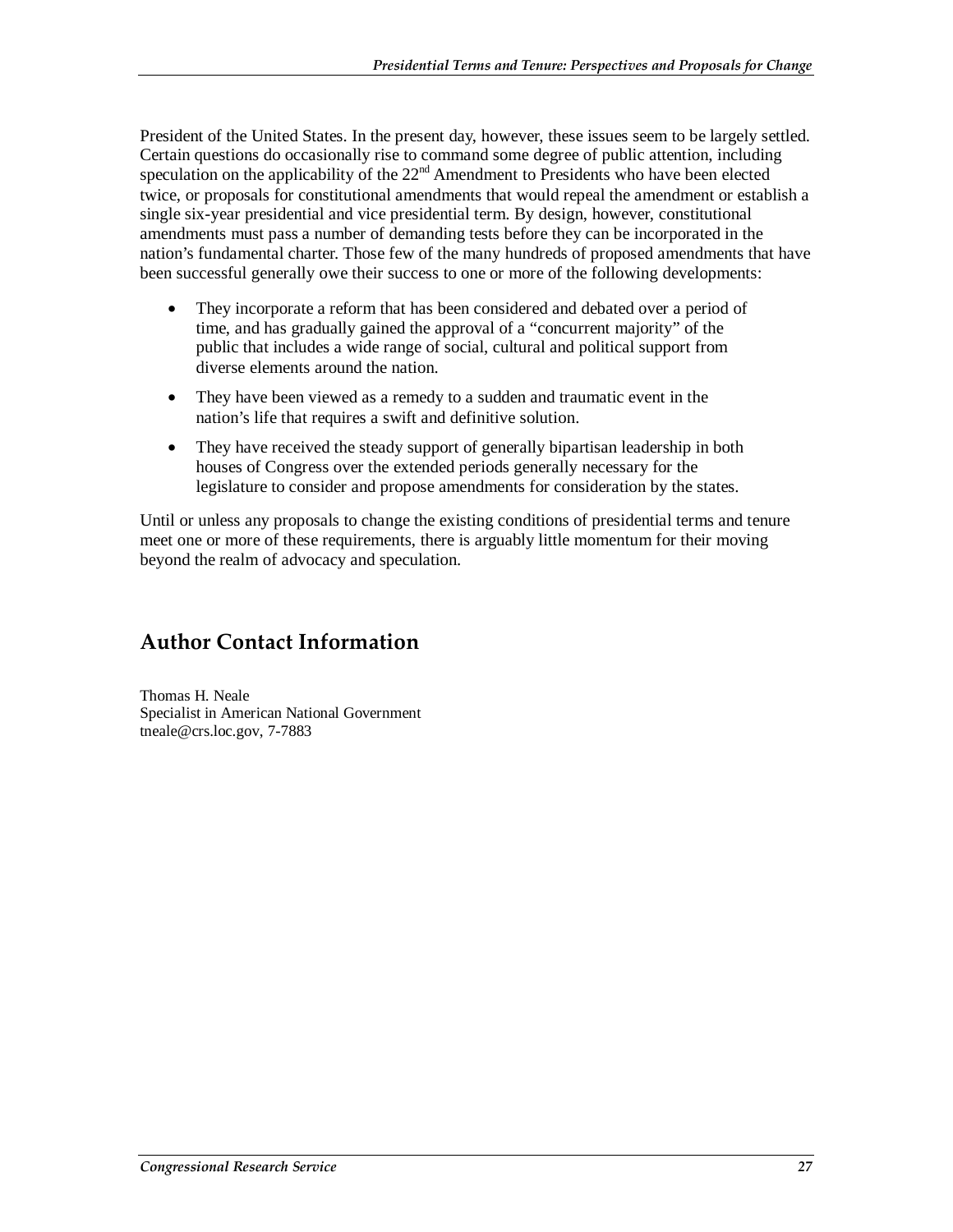President of the United States. In the present day, however, these issues seem to be largely settled. Certain questions do occasionally rise to command some degree of public attention, including speculation on the applicability of the 22nd Amendment to Presidents who have been elected twice, or proposals for constitutional amendments that would repeal the amendment or establish a single six-year presidential and vice presidential term. By design, however, constitutional amendments must pass a number of demanding tests before they can be incorporated in the nation's fundamental charter. Those few of the many hundreds of proposed amendments that have been successful generally owe their success to one or more of the following developments:

- They incorporate a reform that has been considered and debated over a period of time, and has gradually gained the approval of a "concurrent majority" of the public that includes a wide range of social, cultural and political support from diverse elements around the nation.
- They have been viewed as a remedy to a sudden and traumatic event in the nation's life that requires a swift and definitive solution.
- They have received the steady support of generally bipartisan leadership in both houses of Congress over the extended periods generally necessary for the legislature to consider and propose amendments for consideration by the states.

Until or unless any proposals to change the existing conditions of presidential terms and tenure meet one or more of these requirements, there is arguably little momentum for their moving beyond the realm of advocacy and speculation.

## Author Contact Information

Thomas H. Neale
Specialist in American National Government
tneale@crs.loc.gov, 7-7883